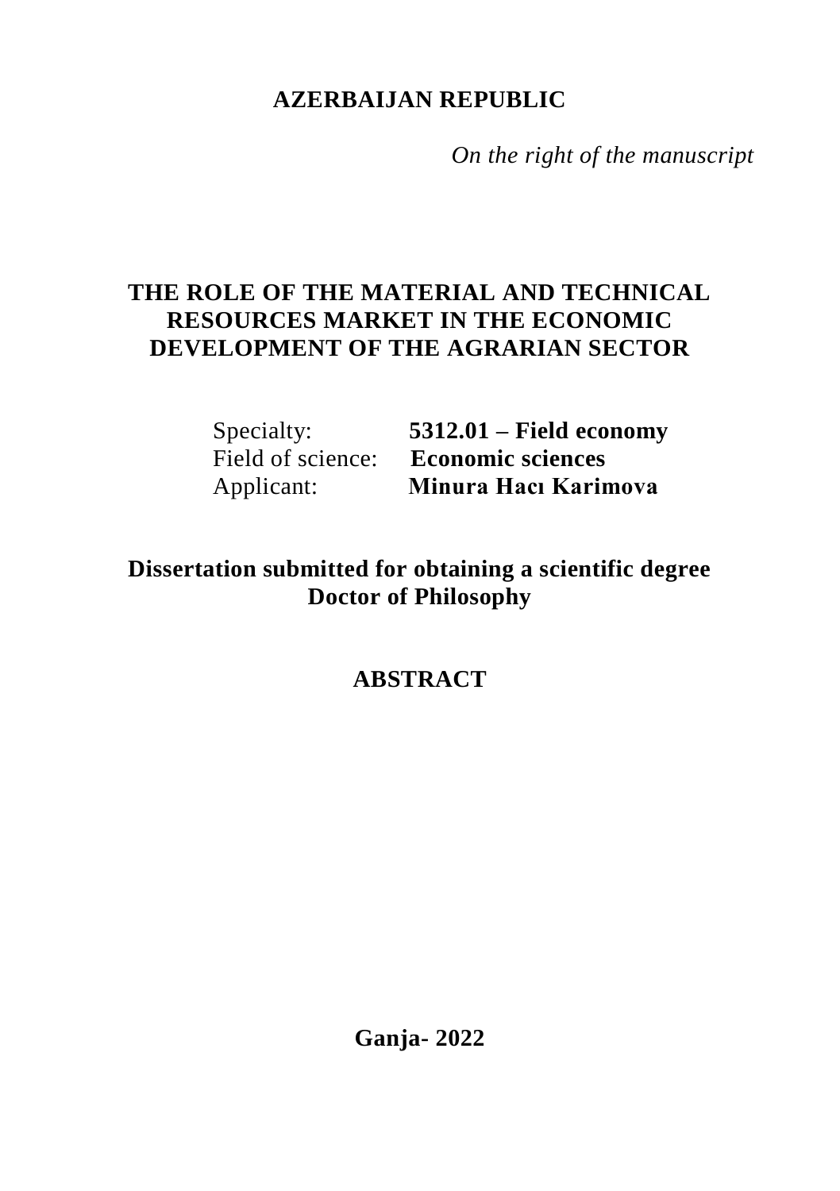**AZERBAIJAN REPUBLIC**

*On the right of the manuscript*

# THE ROLE OF THE MATERIAL AND TECHNICAL RESOURCES MARKET IN THE ECONOMIC DEVELOPMENT OF THE AGRARIAN SECTOR

Specialty: **5312.01 – Field economy**

Field of science: **Economic sciences**

Applicant: **Minura Hacı Karimova**

**Dissertation submitted for obtaining a scientific degree Doctor of Philosophy**

## ABSTRACT

**Ganja- 2022**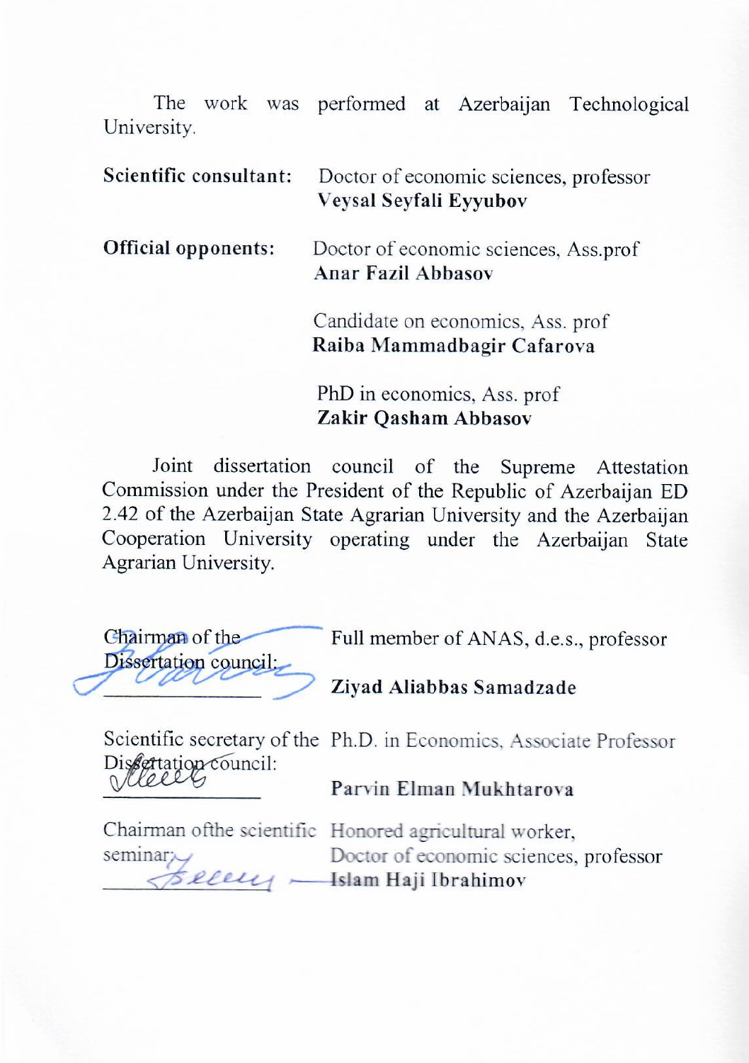The work was performed at Azerbaijan Technological University.

| | |
|---|---|
| **Scientific consultant:** | Doctor of economic sciences, professor **Veysal Seyfali Eyyubov** |
| **Official opponents:** | Doctor of economic sciences, Ass.prof **Anar Fazil Abbasov** |
| | Candidate on economics, Ass. prof **Raiba Mammadbagir Cafarova** |
| | PhD in economics, Ass. prof **Zakir Qasham Abbasov** |

Joint dissertation council of the Supreme Attestation Commission under the President of the Republic of Azerbaijan ED 2.42 of the Azerbaijan State Agrarian University and the Azerbaijan Cooperation University operating under the Azerbaijan State Agrarian University.

| | |
|---|---|
| Chairman of the Dissertation council: ________________ | Full member of ANAS, d.e.s., professor **Ziyad Aliabbas Samadzade** |
| Scientific secretary of the Dissertation council: ________________ | Ph.D. in Economics, Associate Professor **Parvin Elman Mukhtarova** |
| Chairman ofthe scientific seminar: ________________ | Honored agricultural worker, Doctor of economic sciences, professor **Islam Haji Ibrahimov** |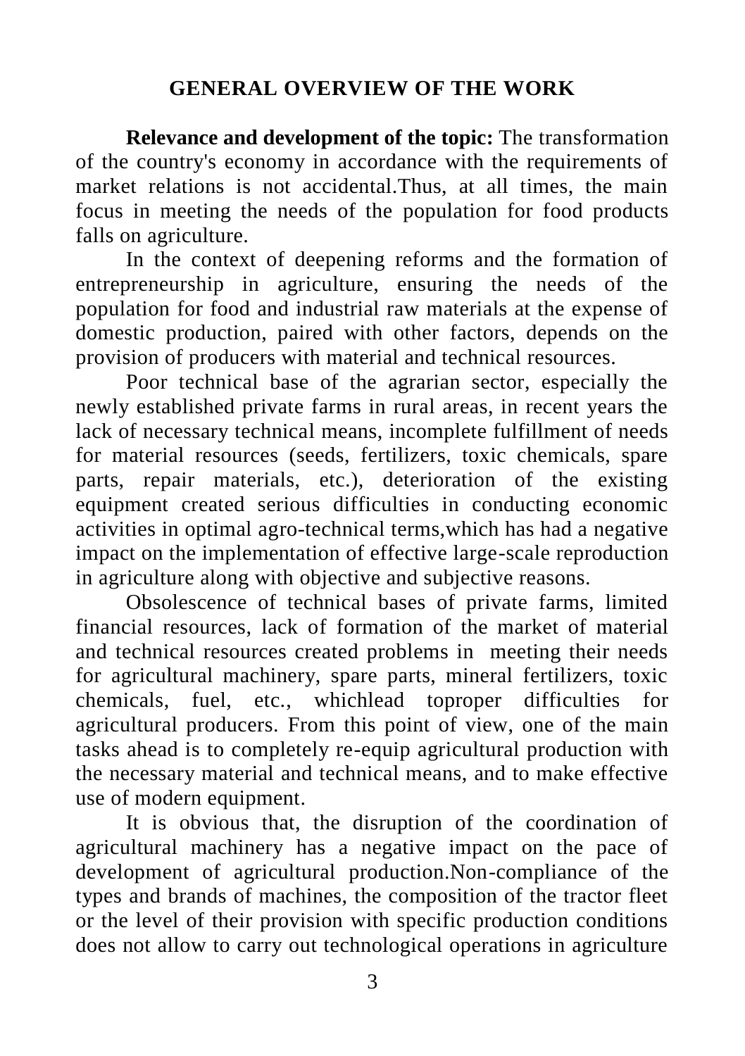## GENERAL OVERVIEW OF THE WORK

**Relevance and development of the topic:** The transformation of the country's economy in accordance with the requirements of market relations is not accidental.Thus, at all times, the main focus in meeting the needs of the population for food products falls on agriculture.

In the context of deepening reforms and the formation of entrepreneurship in agriculture, ensuring the needs of the population for food and industrial raw materials at the expense of domestic production, paired with other factors, depends on the provision of producers with material and technical resources.

Poor technical base of the agrarian sector, especially the newly established private farms in rural areas, in recent years the lack of necessary technical means, incomplete fulfillment of needs for material resources (seeds, fertilizers, toxic chemicals, spare parts, repair materials, etc.), deterioration of the existing equipment created serious difficulties in conducting economic activities in optimal agro-technical terms,which has had a negative impact on the implementation of effective large-scale reproduction in agriculture along with objective and subjective reasons.

Obsolescence of technical bases of private farms, limited financial resources, lack of formation of the market of material and technical resources created problems in meeting their needs for agricultural machinery, spare parts, mineral fertilizers, toxic chemicals, fuel, etc., whichlead toproper difficulties for agricultural producers. From this point of view, one of the main tasks ahead is to completely re-equip agricultural production with the necessary material and technical means, and to make effective use of modern equipment.

It is obvious that, the disruption of the coordination of agricultural machinery has a negative impact on the pace of development of agricultural production.Non-compliance of the types and brands of machines, the composition of the tractor fleet or the level of their provision with specific production conditions does not allow to carry out technological operations in agriculture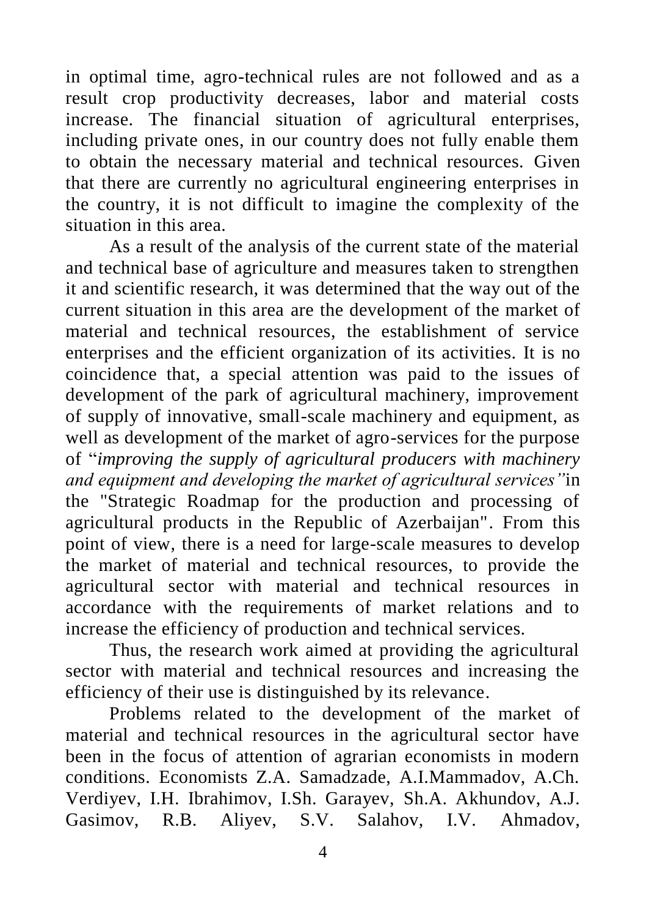in optimal time, agro-technical rules are not followed and as a result crop productivity decreases, labor and material costs increase. The financial situation of agricultural enterprises, including private ones, in our country does not fully enable them to obtain the necessary material and technical resources. Given that there are currently no agricultural engineering enterprises in the country, it is not difficult to imagine the complexity of the situation in this area.

As a result of the analysis of the current state of the material and technical base of agriculture and measures taken to strengthen it and scientific research, it was determined that the way out of the current situation in this area are the development of the market of material and technical resources, the establishment of service enterprises and the efficient organization of its activities. It is no coincidence that, a special attention was paid to the issues of development of the park of agricultural machinery, improvement of supply of innovative, small-scale machinery and equipment, as well as development of the market of agro-services for the purpose of "*improving the supply of agricultural producers with machinery and equipment and developing the market of agricultural services"*in the "Strategic Roadmap for the production and processing of agricultural products in the Republic of Azerbaijan". From this point of view, there is a need for large-scale measures to develop the market of material and technical resources, to provide the agricultural sector with material and technical resources in accordance with the requirements of market relations and to increase the efficiency of production and technical services.

Thus, the research work aimed at providing the agricultural sector with material and technical resources and increasing the efficiency of their use is distinguished by its relevance.

Problems related to the development of the market of material and technical resources in the agricultural sector have been in the focus of attention of agrarian economists in modern conditions. Economists Z.A. Samadzade, A.I.Mammadov, A.Ch. Verdiyev, I.H. Ibrahimov, I.Sh. Garayev, Sh.A. Akhundov, A.J. Gasimov, R.B. Aliyev, S.V. Salahov, I.V. Ahmadov,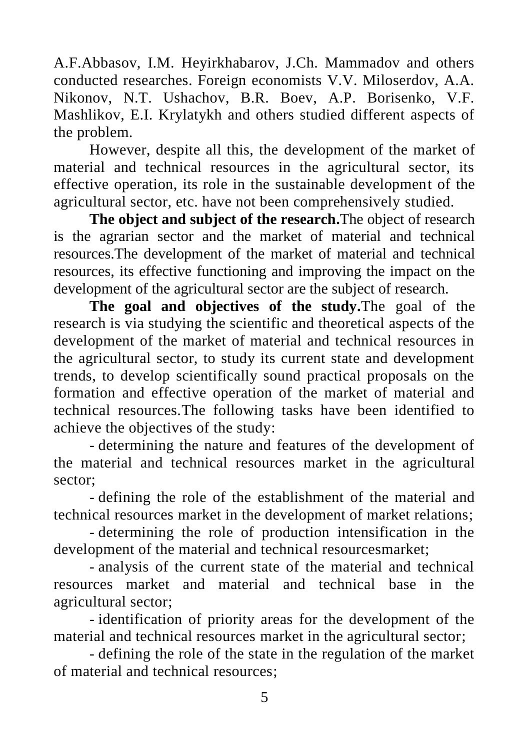A.F.Abbasov, I.M. Heyirkhabarov, J.Ch. Mammadov and others conducted researches. Foreign economists V.V. Miloserdov, A.A. Nikonov, N.T. Ushachov, B.R. Boev, A.P. Borisenko, V.F. Mashlikov, E.I. Krylatykh and others studied different aspects of the problem.

However, despite all this, the development of the market of material and technical resources in the agricultural sector, its effective operation, its role in the sustainable development of the agricultural sector, etc. have not been comprehensively studied.

**The object and subject of the research.**The object of research is the agrarian sector and the market of material and technical resources.The development of the market of material and technical resources, its effective functioning and improving the impact on the development of the agricultural sector are the subject of research.

**The goal and objectives of the study.**The goal of the research is via studying the scientific and theoretical aspects of the development of the market of material and technical resources in the agricultural sector, to study its current state and development trends, to develop scientifically sound practical proposals on the formation and effective operation of the market of material and technical resources.The following tasks have been identified to achieve the objectives of the study:

- determining the nature and features of the development of the material and technical resources market in the agricultural sector;
- defining the role of the establishment of the material and technical resources market in the development of market relations;
- determining the role of production intensification in the development of the material and technical resourcesmarket;
- analysis of the current state of the material and technical resources market and material and technical base in the agricultural sector;
- identification of priority areas for the development of the material and technical resources market in the agricultural sector;
- defining the role of the state in the regulation of the market of material and technical resources;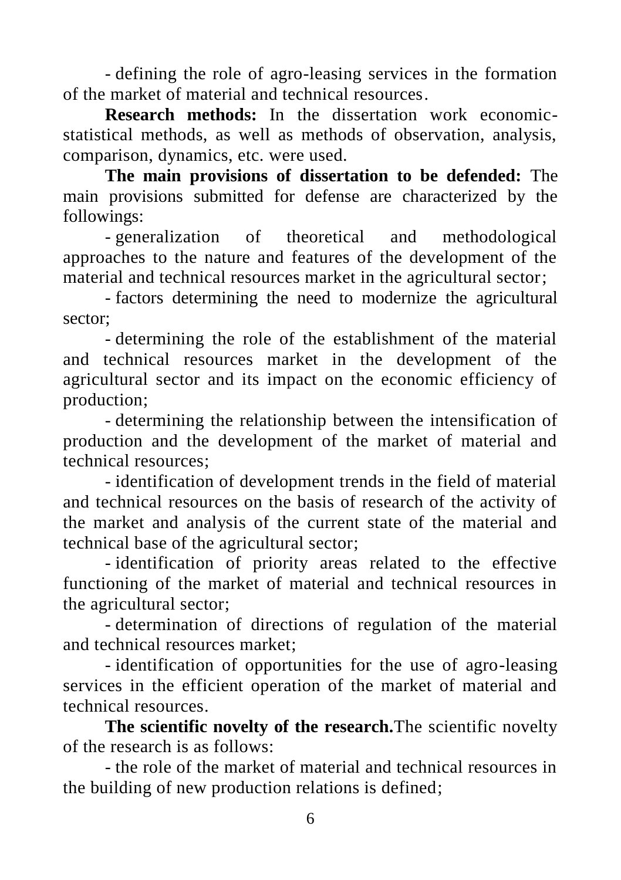- defining the role of agro-leasing services in the formation of the market of material and technical resources.

**Research methods:** In the dissertation work economic-statistical methods, as well as methods of observation, analysis, comparison, dynamics, etc. were used.

**The main provisions of dissertation to be defended:** The main provisions submitted for defense are characterized by the followings:

- generalization of theoretical and methodological approaches to the nature and features of the development of the material and technical resources market in the agricultural sector;
- factors determining the need to modernize the agricultural sector;
- determining the role of the establishment of the material and technical resources market in the development of the agricultural sector and its impact on the economic efficiency of production;
- determining the relationship between the intensification of production and the development of the market of material and technical resources;
- identification of development trends in the field of material and technical resources on the basis of research of the activity of the market and analysis of the current state of the material and technical base of the agricultural sector;
- identification of priority areas related to the effective functioning of the market of material and technical resources in the agricultural sector;
- determination of directions of regulation of the material and technical resources market;
- identification of opportunities for the use of agro-leasing services in the efficient operation of the market of material and technical resources.

**The scientific novelty of the research.**The scientific novelty of the research is as follows:

- the role of the market of material and technical resources in the building of new production relations is defined;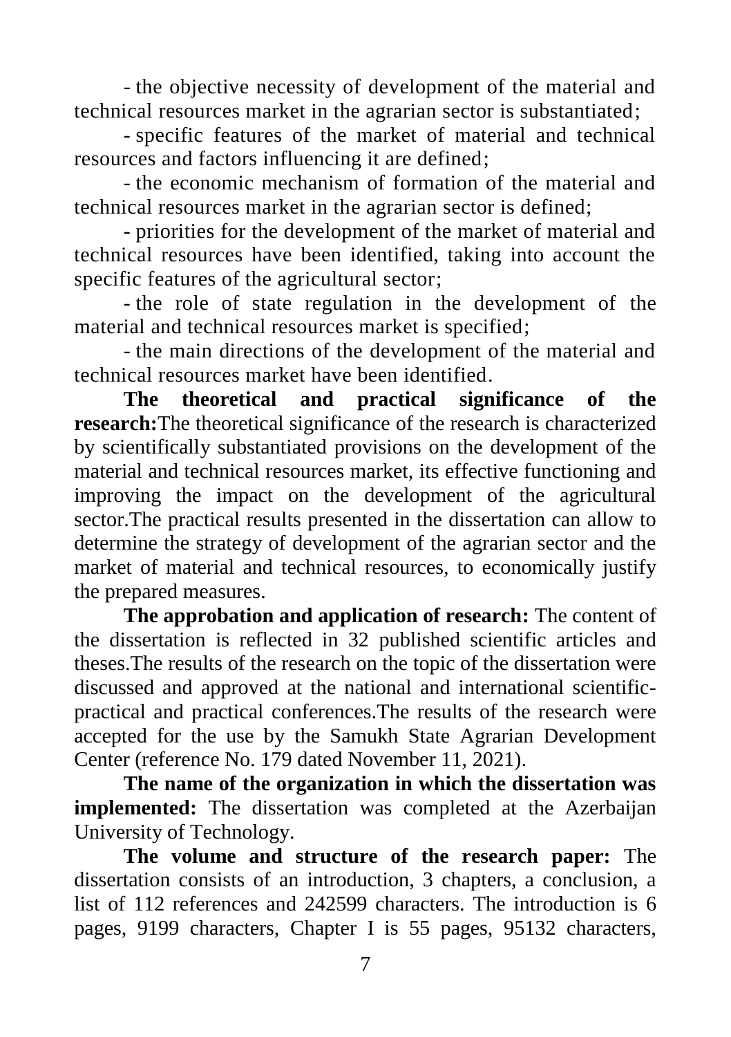- the objective necessity of development of the material and technical resources market in the agrarian sector is substantiated;

- specific features of the market of material and technical resources and factors influencing it are defined;

- the economic mechanism of formation of the material and technical resources market in the agrarian sector is defined;

- priorities for the development of the market of material and technical resources have been identified, taking into account the specific features of the agricultural sector;

- the role of state regulation in the development of the material and technical resources market is specified;

- the main directions of the development of the material and technical resources market have been identified.

**The theoretical and practical significance of the research:**The theoretical significance of the research is characterized by scientifically substantiated provisions on the development of the material and technical resources market, its effective functioning and improving the impact on the development of the agricultural sector.The practical results presented in the dissertation can allow to determine the strategy of development of the agrarian sector and the market of material and technical resources, to economically justify the prepared measures.

**The approbation and application of research:** The content of the dissertation is reflected in 32 published scientific articles and theses.The results of the research on the topic of the dissertation were discussed and approved at the national and international scientific-practical and practical conferences.The results of the research were accepted for the use by the Samukh State Agrarian Development Center (reference No. 179 dated November 11, 2021).

**The name of the organization in which the dissertation was implemented:** The dissertation was completed at the Azerbaijan University of Technology.

**The volume and structure of the research paper:** The dissertation consists of an introduction, 3 chapters, a conclusion, a list of 112 references and 242599 characters. The introduction is 6 pages, 9199 characters, Chapter I is 55 pages, 95132 characters,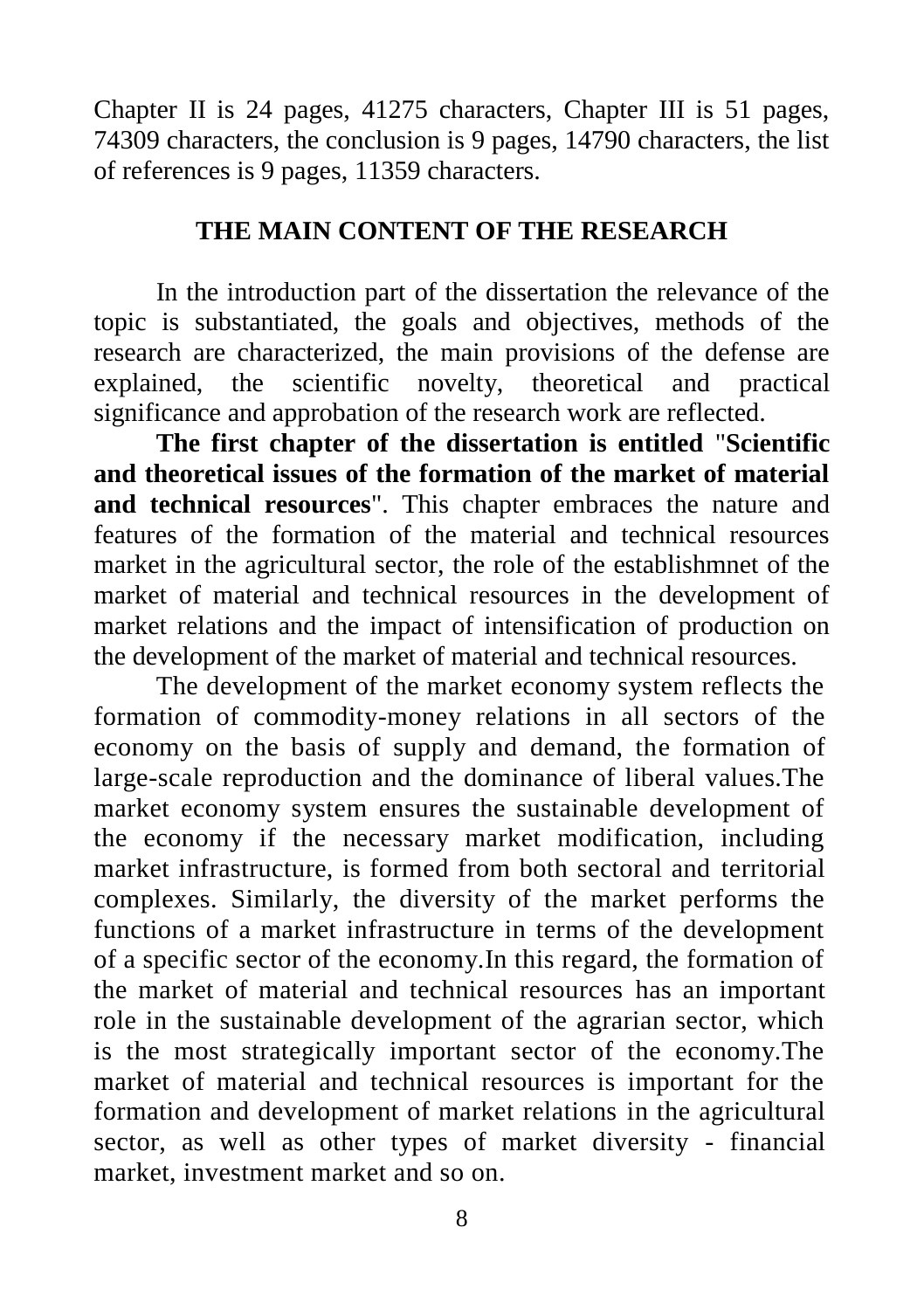Chapter II is 24 pages, 41275 characters, Chapter III is 51 pages, 74309 characters, the conclusion is 9 pages, 14790 characters, the list of references is 9 pages, 11359 characters.

## THE MAIN CONTENT OF THE RESEARCH

In the introduction part of the dissertation the relevance of the topic is substantiated, the goals and objectives, methods of the research are characterized, the main provisions of the defense are explained, the scientific novelty, theoretical and practical significance and approbation of the research work are reflected.

**The first chapter of the dissertation is entitled** "**Scientific and theoretical issues of the formation of the market of material and technical resources**". This chapter embraces the nature and features of the formation of the material and technical resources market in the agricultural sector, the role of the establishmnet of the market of material and technical resources in the development of market relations and the impact of intensification of production on the development of the market of material and technical resources.

The development of the market economy system reflects the formation of commodity-money relations in all sectors of the economy on the basis of supply and demand, the formation of large-scale reproduction and the dominance of liberal values.The market economy system ensures the sustainable development of the economy if the necessary market modification, including market infrastructure, is formed from both sectoral and territorial complexes. Similarly, the diversity of the market performs the functions of a market infrastructure in terms of the development of a specific sector of the economy.In this regard, the formation of the market of material and technical resources has an important role in the sustainable development of the agrarian sector, which is the most strategically important sector of the economy.The market of material and technical resources is important for the formation and development of market relations in the agricultural sector, as well as other types of market diversity - financial market, investment market and so on.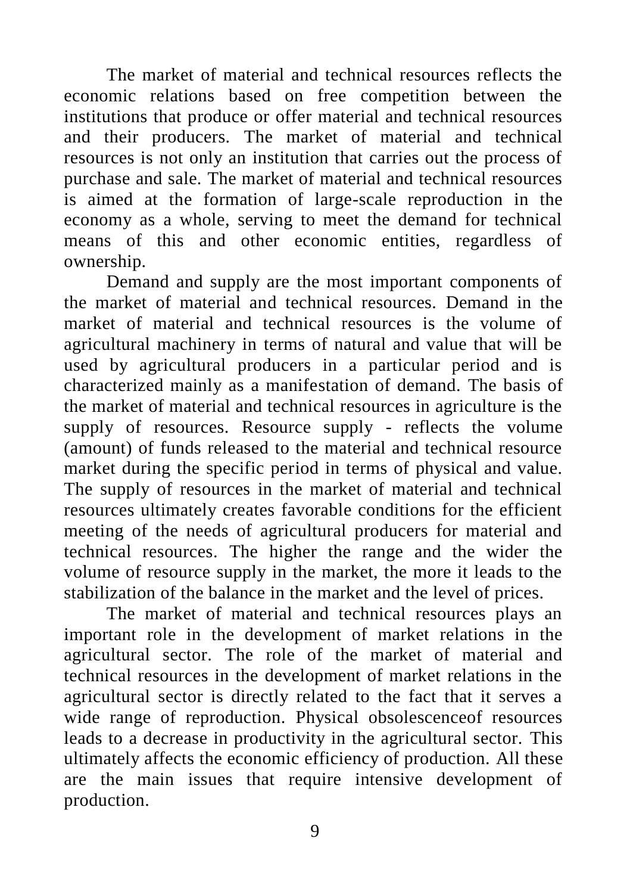The market of material and technical resources reflects the economic relations based on free competition between the institutions that produce or offer material and technical resources and their producers. The market of material and technical resources is not only an institution that carries out the process of purchase and sale. The market of material and technical resources is aimed at the formation of large-scale reproduction in the economy as a whole, serving to meet the demand for technical means of this and other economic entities, regardless of ownership.

Demand and supply are the most important components of the market of material and technical resources. Demand in the market of material and technical resources is the volume of agricultural machinery in terms of natural and value that will be used by agricultural producers in a particular period and is characterized mainly as a manifestation of demand. The basis of the market of material and technical resources in agriculture is the supply of resources. Resource supply - reflects the volume (amount) of funds released to the material and technical resource market during the specific period in terms of physical and value. The supply of resources in the market of material and technical resources ultimately creates favorable conditions for the efficient meeting of the needs of agricultural producers for material and technical resources. The higher the range and the wider the volume of resource supply in the market, the more it leads to the stabilization of the balance in the market and the level of prices.

The market of material and technical resources plays an important role in the development of market relations in the agricultural sector. The role of the market of material and technical resources in the development of market relations in the agricultural sector is directly related to the fact that it serves a wide range of reproduction. Physical obsolescenceof resources leads to a decrease in productivity in the agricultural sector. This ultimately affects the economic efficiency of production. All these are the main issues that require intensive development of production.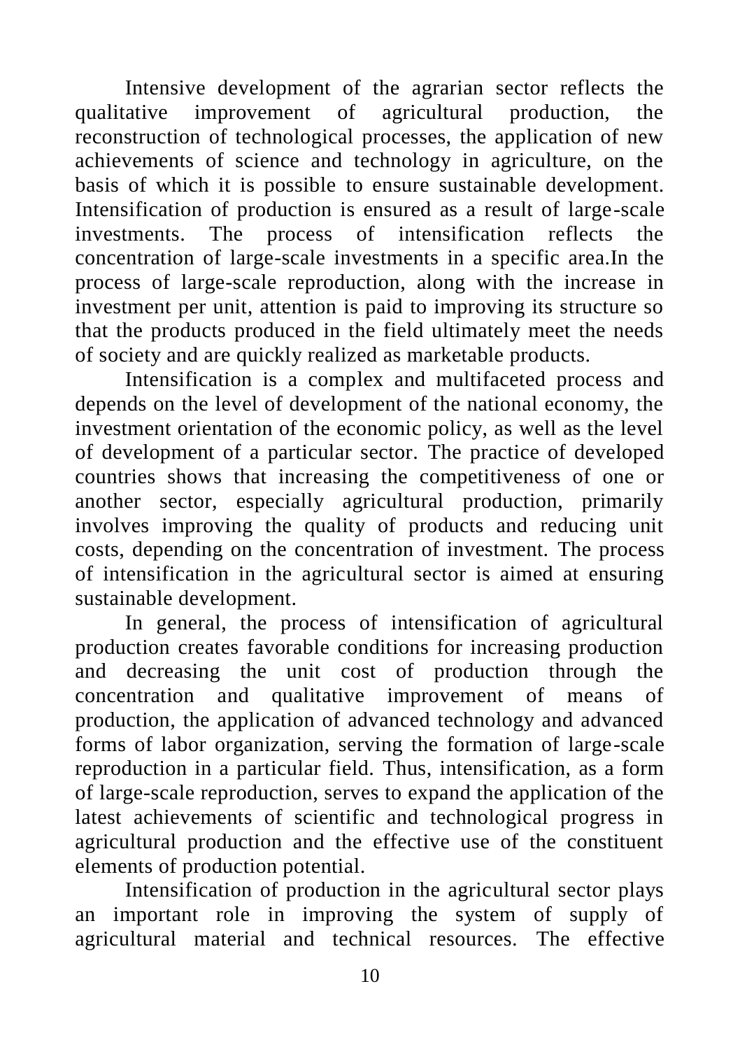Intensive development of the agrarian sector reflects the qualitative improvement of agricultural production, the reconstruction of technological processes, the application of new achievements of science and technology in agriculture, on the basis of which it is possible to ensure sustainable development. Intensification of production is ensured as a result of large-scale investments. The process of intensification reflects the concentration of large-scale investments in a specific area.In the process of large-scale reproduction, along with the increase in investment per unit, attention is paid to improving its structure so that the products produced in the field ultimately meet the needs of society and are quickly realized as marketable products.

Intensification is a complex and multifaceted process and depends on the level of development of the national economy, the investment orientation of the economic policy, as well as the level of development of a particular sector. The practice of developed countries shows that increasing the competitiveness of one or another sector, especially agricultural production, primarily involves improving the quality of products and reducing unit costs, depending on the concentration of investment. The process of intensification in the agricultural sector is aimed at ensuring sustainable development.

In general, the process of intensification of agricultural production creates favorable conditions for increasing production and decreasing the unit cost of production through the concentration and qualitative improvement of means of production, the application of advanced technology and advanced forms of labor organization, serving the formation of large-scale reproduction in a particular field. Thus, intensification, as a form of large-scale reproduction, serves to expand the application of the latest achievements of scientific and technological progress in agricultural production and the effective use of the constituent elements of production potential.

Intensification of production in the agricultural sector plays an important role in improving the system of supply of agricultural material and technical resources. The effective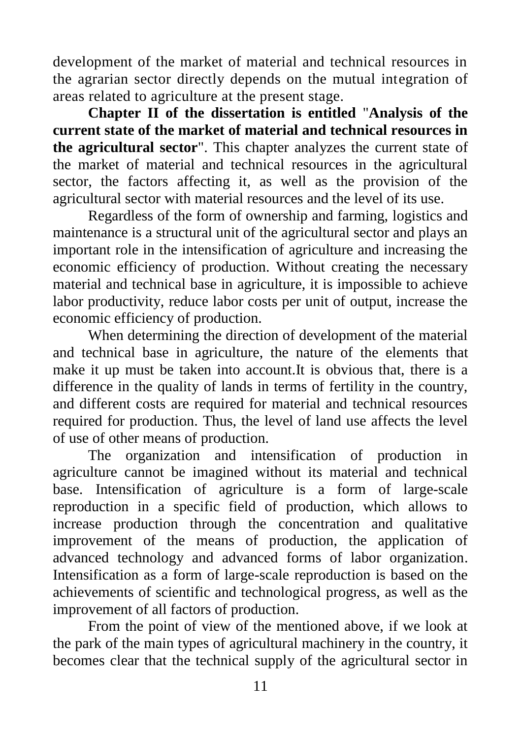development of the market of material and technical resources in the agrarian sector directly depends on the mutual integration of areas related to agriculture at the present stage.

**Chapter II of the dissertation is entitled** "**Analysis of the current state of the market of material and technical resources in the agricultural sector**". This chapter analyzes the current state of the market of material and technical resources in the agricultural sector, the factors affecting it, as well as the provision of the agricultural sector with material resources and the level of its use.

Regardless of the form of ownership and farming, logistics and maintenance is a structural unit of the agricultural sector and plays an important role in the intensification of agriculture and increasing the economic efficiency of production. Without creating the necessary material and technical base in agriculture, it is impossible to achieve labor productivity, reduce labor costs per unit of output, increase the economic efficiency of production.

When determining the direction of development of the material and technical base in agriculture, the nature of the elements that make it up must be taken into account.It is obvious that, there is a difference in the quality of lands in terms of fertility in the country, and different costs are required for material and technical resources required for production. Thus, the level of land use affects the level of use of other means of production.

The organization and intensification of production in agriculture cannot be imagined without its material and technical base. Intensification of agriculture is a form of large-scale reproduction in a specific field of production, which allows to increase production through the concentration and qualitative improvement of the means of production, the application of advanced technology and advanced forms of labor organization. Intensification as a form of large-scale reproduction is based on the achievements of scientific and technological progress, as well as the improvement of all factors of production.

From the point of view of the mentioned above, if we look at the park of the main types of agricultural machinery in the country, it becomes clear that the technical supply of the agricultural sector in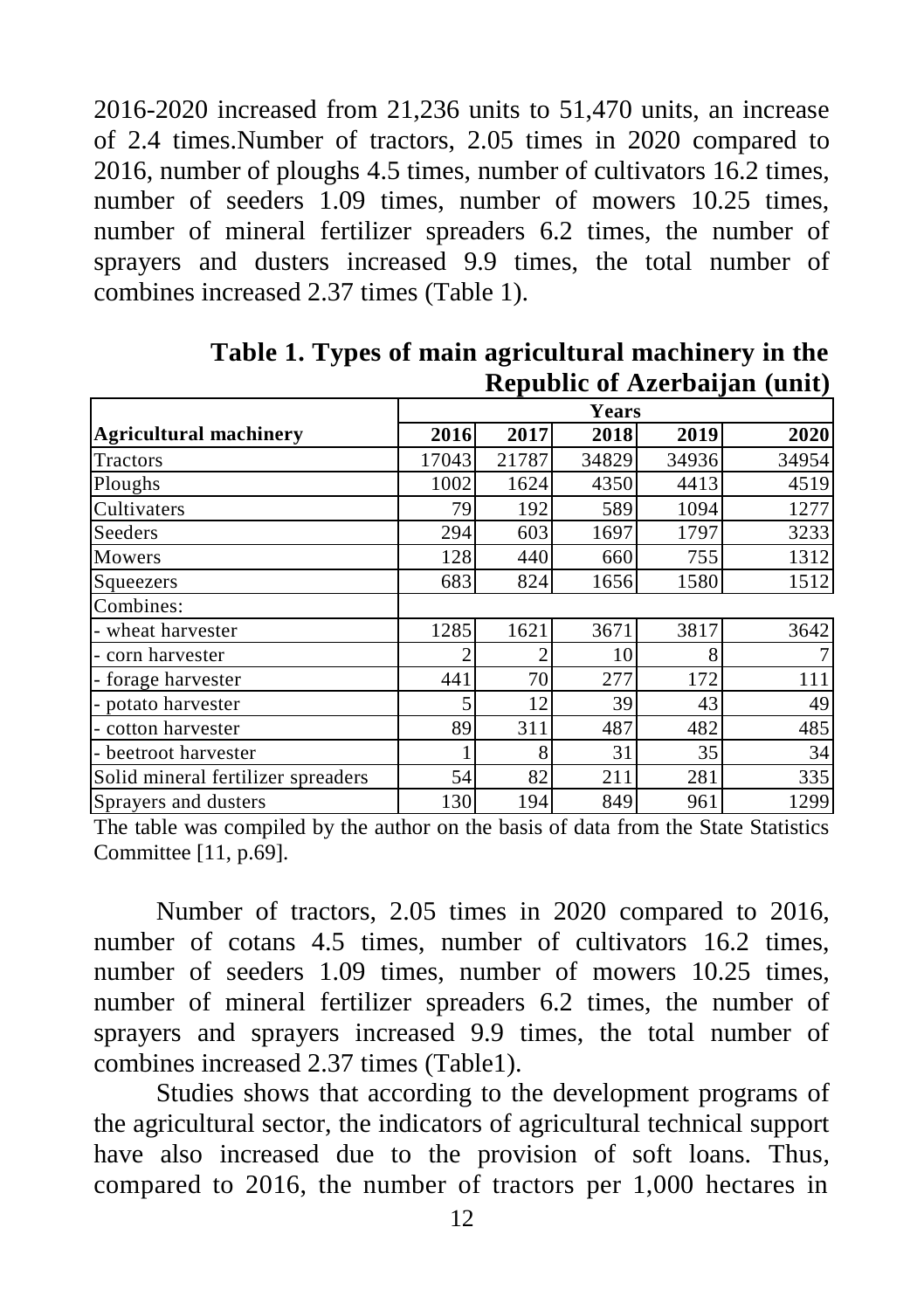2016-2020 increased from 21,236 units to 51,470 units, an increase of 2.4 times.Number of tractors, 2.05 times in 2020 compared to 2016, number of ploughs 4.5 times, number of cultivators 16.2 times, number of seeders 1.09 times, number of mowers 10.25 times, number of mineral fertilizer spreaders 6.2 times, the number of sprayers and dusters increased 9.9 times, the total number of combines increased 2.37 times (Table 1).

**Table 1. Types of main agricultural machinery in the Republic of Azerbaijan (unit)**

| Agricultural machinery | Years | | | | |
|---|---|---|---|---|---|
| | **2016** | **2017** | **2018** | **2019** | **2020** |
| Tractors | 17043 | 21787 | 34829 | 34936 | 34954 |
| Ploughs | 1002 | 1624 | 4350 | 4413 | 4519 |
| Cultivaters | 79 | 192 | 589 | 1094 | 1277 |
| Seeders | 294 | 603 | 1697 | 1797 | 3233 |
| Mowers | 128 | 440 | 660 | 755 | 1312 |
| Squeezers | 683 | 824 | 1656 | 1580 | 1512 |
| Combines: | | | | | |
| - wheat harvester | 1285 | 1621 | 3671 | 3817 | 3642 |
| - corn harvester | 2 | 2 | 10 | 8 | 7 |
| - forage harvester | 441 | 70 | 277 | 172 | 111 |
| - potato harvester | 5 | 12 | 39 | 43 | 49 |
| - cotton harvester | 89 | 311 | 487 | 482 | 485 |
| - beetroot harvester | 1 | 8 | 31 | 35 | 34 |
| Solid mineral fertilizer spreaders | 54 | 82 | 211 | 281 | 335 |
| Sprayers and dusters | 130 | 194 | 849 | 961 | 1299 |

The table was compiled by the author on the basis of data from the State Statistics Committee [11, p.69].

Number of tractors, 2.05 times in 2020 compared to 2016, number of cotans 4.5 times, number of cultivators 16.2 times, number of seeders 1.09 times, number of mowers 10.25 times, number of mineral fertilizer spreaders 6.2 times, the number of sprayers and sprayers increased 9.9 times, the total number of combines increased 2.37 times (Table1).

Studies shows that according to the development programs of the agricultural sector, the indicators of agricultural technical support have also increased due to the provision of soft loans. Thus, compared to 2016, the number of tractors per 1,000 hectares in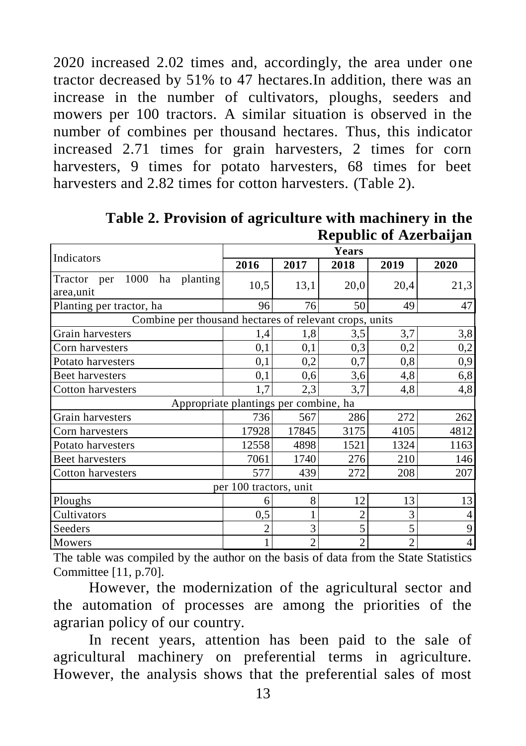2020 increased 2.02 times and, accordingly, the area under one tractor decreased by 51% to 47 hectares.In addition, there was an increase in the number of cultivators, ploughs, seeders and mowers per 100 tractors. A similar situation is observed in the number of combines per thousand hectares. Thus, this indicator increased 2.71 times for grain harvesters, 2 times for corn harvesters, 9 times for potato harvesters, 68 times for beet harvesters and 2.82 times for cotton harvesters. (Table 2).

**Table 2. Provision of agriculture with machinery in the Republic of Azerbaijan**

| Indicators | Years | | | | |
|---|---|---|---|---|---|
| | **2016** | **2017** | **2018** | **2019** | **2020** |
| Tractor per 1000 ha planting area,unit | 10,5 | 13,1 | 20,0 | 20,4 | 21,3 |
| Planting per tractor, ha | 96 | 76 | 50 | 49 | 47 |
| Combine per thousand hectares of relevant crops, units | | | | | |
| Grain harvesters | 1,4 | 1,8 | 3,5 | 3,7 | 3,8 |
| Corn harvesters | 0,1 | 0,1 | 0,3 | 0,2 | 0,2 |
| Potato harvesters | 0,1 | 0,2 | 0,7 | 0,8 | 0,9 |
| Beet harvesters | 0,1 | 0,6 | 3,6 | 4,8 | 6,8 |
| Cotton harvesters | 1,7 | 2,3 | 3,7 | 4,8 | 4,8 |
| Appropriate plantings per combine, ha | | | | | |
| Grain harvesters | 736 | 567 | 286 | 272 | 262 |
| Corn harvesters | 17928 | 17845 | 3175 | 4105 | 4812 |
| Potato harvesters | 12558 | 4898 | 1521 | 1324 | 1163 |
| Beet harvesters | 7061 | 1740 | 276 | 210 | 146 |
| Cotton harvesters | 577 | 439 | 272 | 208 | 207 |
| per 100 tractors, unit | | | | | |
| Ploughs | 6 | 8 | 12 | 13 | 13 |
| Cultivators | 0,5 | 1 | 2 | 3 | 4 |
| Seeders | 2 | 3 | 5 | 5 | 9 |
| Mowers | 1 | 2 | 2 | 2 | 4 |

The table was compiled by the author on the basis of data from the State Statistics Committee [11, p.70].

However, the modernization of the agricultural sector and the automation of processes are among the priorities of the agrarian policy of our country.

In recent years, attention has been paid to the sale of agricultural machinery on preferential terms in agriculture. However, the analysis shows that the preferential sales of most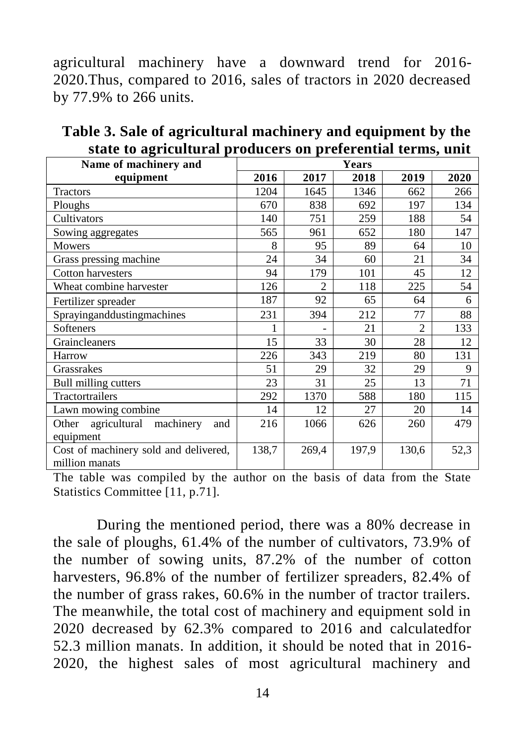agricultural machinery have a downward trend for 2016-2020.Thus, compared to 2016, sales of tractors in 2020 decreased by 77.9% to 266 units.

**Table 3. Sale of agricultural machinery and equipment by the state to agricultural producers on preferential terms, unit**

| Name of machinery and equipment | Years | | | | |
|---|---|---|---|---|---|
| | 2016 | 2017 | 2018 | 2019 | 2020 |
| Tractors | 1204 | 1645 | 1346 | 662 | 266 |
| Ploughs | 670 | 838 | 692 | 197 | 134 |
| Cultivators | 140 | 751 | 259 | 188 | 54 |
| Sowing aggregates | 565 | 961 | 652 | 180 | 147 |
| Mowers | 8 | 95 | 89 | 64 | 10 |
| Grass pressing machine | 24 | 34 | 60 | 21 | 34 |
| Cotton harvesters | 94 | 179 | 101 | 45 | 12 |
| Wheat combine harvester | 126 | 2 | 118 | 225 | 54 |
| Fertilizer spreader | 187 | 92 | 65 | 64 | 6 |
| Sprayinganddustingmachines | 231 | 394 | 212 | 77 | 88 |
| Softeners | 1 | - | 21 | 2 | 133 |
| Graincleaners | 15 | 33 | 30 | 28 | 12 |
| Harrow | 226 | 343 | 219 | 80 | 131 |
| Grassrakes | 51 | 29 | 32 | 29 | 9 |
| Bull milling cutters | 23 | 31 | 25 | 13 | 71 |
| Tractortrailers | 292 | 1370 | 588 | 180 | 115 |
| Lawn mowing combine | 14 | 12 | 27 | 20 | 14 |
| Other agricultural machinery and equipment | 216 | 1066 | 626 | 260 | 479 |
| Cost of machinery sold and delivered, million manats | 138,7 | 269,4 | 197,9 | 130,6 | 52,3 |

The table was compiled by the author on the basis of data from the State Statistics Committee [11, p.71].

During the mentioned period, there was a 80% decrease in the sale of ploughs, 61.4% of the number of cultivators, 73.9% of the number of sowing units, 87.2% of the number of cotton harvesters, 96.8% of the number of fertilizer spreaders, 82.4% of the number of grass rakes, 60.6% in the number of tractor trailers. The meanwhile, the total cost of machinery and equipment sold in 2020 decreased by 62.3% compared to 2016 and calculatedfor 52.3 million manats. In addition, it should be noted that in 2016-2020, the highest sales of most agricultural machinery and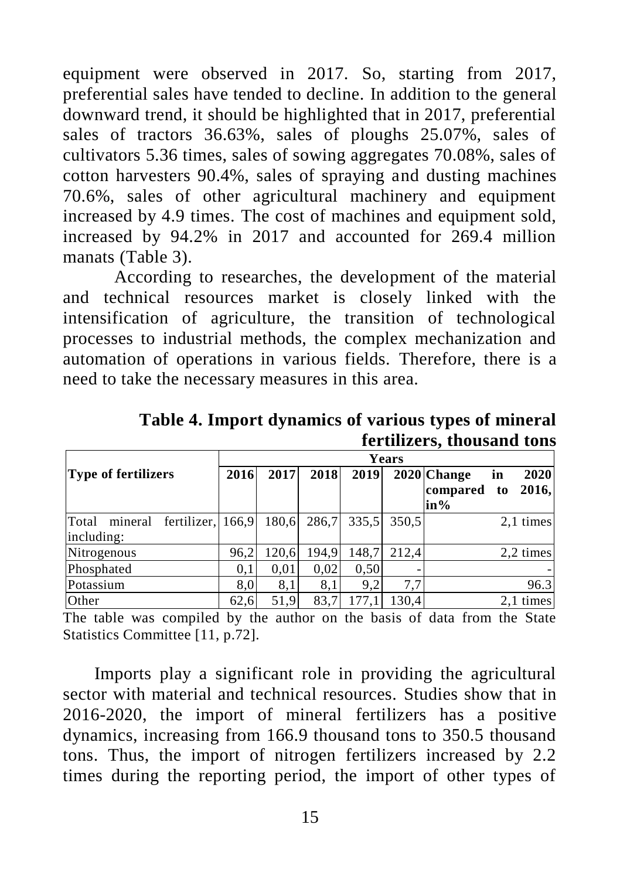equipment were observed in 2017. So, starting from 2017, preferential sales have tended to decline. In addition to the general downward trend, it should be highlighted that in 2017, preferential sales of tractors 36.63%, sales of ploughs 25.07%, sales of cultivators 5.36 times, sales of sowing aggregates 70.08%, sales of cotton harvesters 90.4%, sales of spraying and dusting machines 70.6%, sales of other agricultural machinery and equipment increased by 4.9 times. The cost of machines and equipment sold, increased by 94.2% in 2017 and accounted for 269.4 million manats (Table 3).

According to researches, the development of the material and technical resources market is closely linked with the intensification of agriculture, the transition of technological processes to industrial methods, the complex mechanization and automation of operations in various fields. Therefore, there is a need to take the necessary measures in this area.

**Table 4. Import dynamics of various types of mineral fertilizers, thousand tons**

| Type of fertilizers | Years | | | | | |
|---|---|---|---|---|---|---|
| | 2016 | 2017 | 2018 | 2019 | 2020 | Change in 2020 compared to 2016, in% |
| Total mineral fertilizer, including: | 166,9 | 180,6 | 286,7 | 335,5 | 350,5 | 2,1 times |
| Nitrogenous | 96,2 | 120,6 | 194,9 | 148,7 | 212,4 | 2,2 times |
| Phosphated | 0,1 | 0,01 | 0,02 | 0,50 | - | - |
| Potassium | 8,0 | 8,1 | 8,1 | 9,2 | 7,7 | 96.3 |
| Other | 62,6 | 51,9 | 83,7 | 177,1 | 130,4 | 2,1 times |

The table was compiled by the author on the basis of data from the State Statistics Committee [11, p.72].

Imports play a significant role in providing the agricultural sector with material and technical resources. Studies show that in 2016-2020, the import of mineral fertilizers has a positive dynamics, increasing from 166.9 thousand tons to 350.5 thousand tons. Thus, the import of nitrogen fertilizers increased by 2.2 times during the reporting period, the import of other types of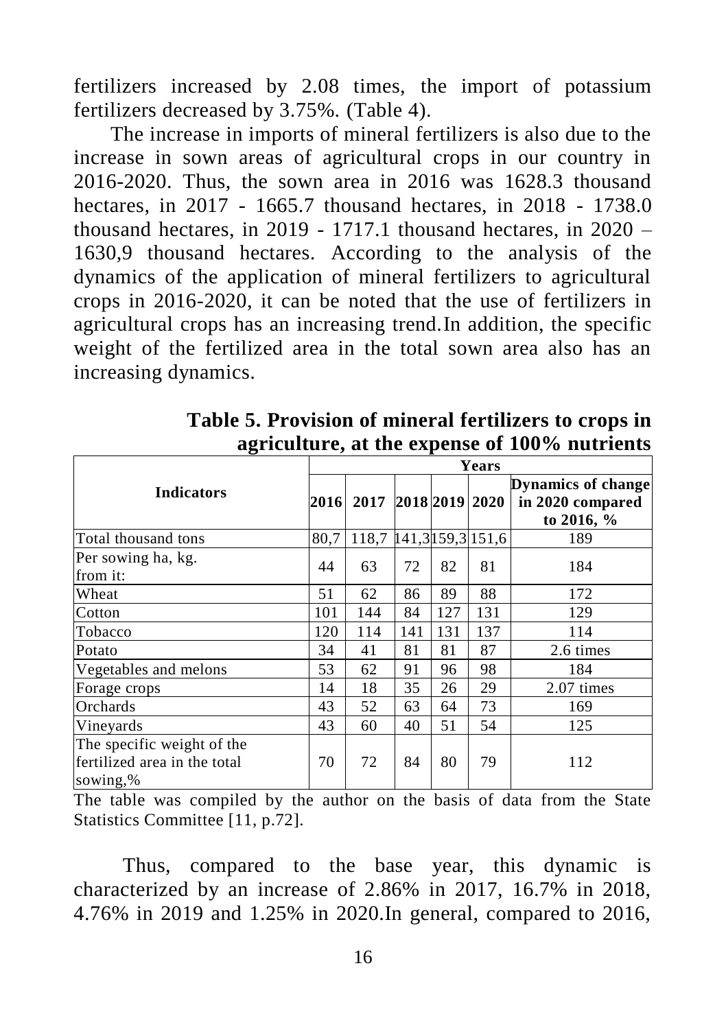fertilizers increased by 2.08 times, the import of potassium fertilizers decreased by 3.75%. (Table 4).

The increase in imports of mineral fertilizers is also due to the increase in sown areas of agricultural crops in our country in 2016-2020. Thus, the sown area in 2016 was 1628.3 thousand hectares, in 2017 - 1665.7 thousand hectares, in 2018 - 1738.0 thousand hectares, in 2019 - 1717.1 thousand hectares, in 2020 – 1630,9 thousand hectares. According to the analysis of the dynamics of the application of mineral fertilizers to agricultural crops in 2016-2020, it can be noted that the use of fertilizers in agricultural crops has an increasing trend.In addition, the specific weight of the fertilized area in the total sown area also has an increasing dynamics.

**Table 5. Provision of mineral fertilizers to crops in agriculture, at the expense of 100% nutrients**

| Indicators | Years | | | | | |
|---|---|---|---|---|---|---|
| | 2016 | 2017 | 2018 | 2019 | 2020 | Dynamics of change in 2020 compared to 2016, % |
| Total thousand tons | 80,7 | 118,7 | 141,3 | 159,3 | 151,6 | 189 |
| Per sowing ha, kg. from it: | 44 | 63 | 72 | 82 | 81 | 184 |
| Wheat | 51 | 62 | 86 | 89 | 88 | 172 |
| Cotton | 101 | 144 | 84 | 127 | 131 | 129 |
| Tobacco | 120 | 114 | 141 | 131 | 137 | 114 |
| Potato | 34 | 41 | 81 | 81 | 87 | 2.6 times |
| Vegetables and melons | 53 | 62 | 91 | 96 | 98 | 184 |
| Forage crops | 14 | 18 | 35 | 26 | 29 | 2.07 times |
| Orchards | 43 | 52 | 63 | 64 | 73 | 169 |
| Vineyards | 43 | 60 | 40 | 51 | 54 | 125 |
| The specific weight of the fertilized area in the total sowing,% | 70 | 72 | 84 | 80 | 79 | 112 |

The table was compiled by the author on the basis of data from the State Statistics Committee [11, p.72].

Thus, compared to the base year, this dynamic is characterized by an increase of 2.86% in 2017, 16.7% in 2018, 4.76% in 2019 and 1.25% in 2020.In general, compared to 2016,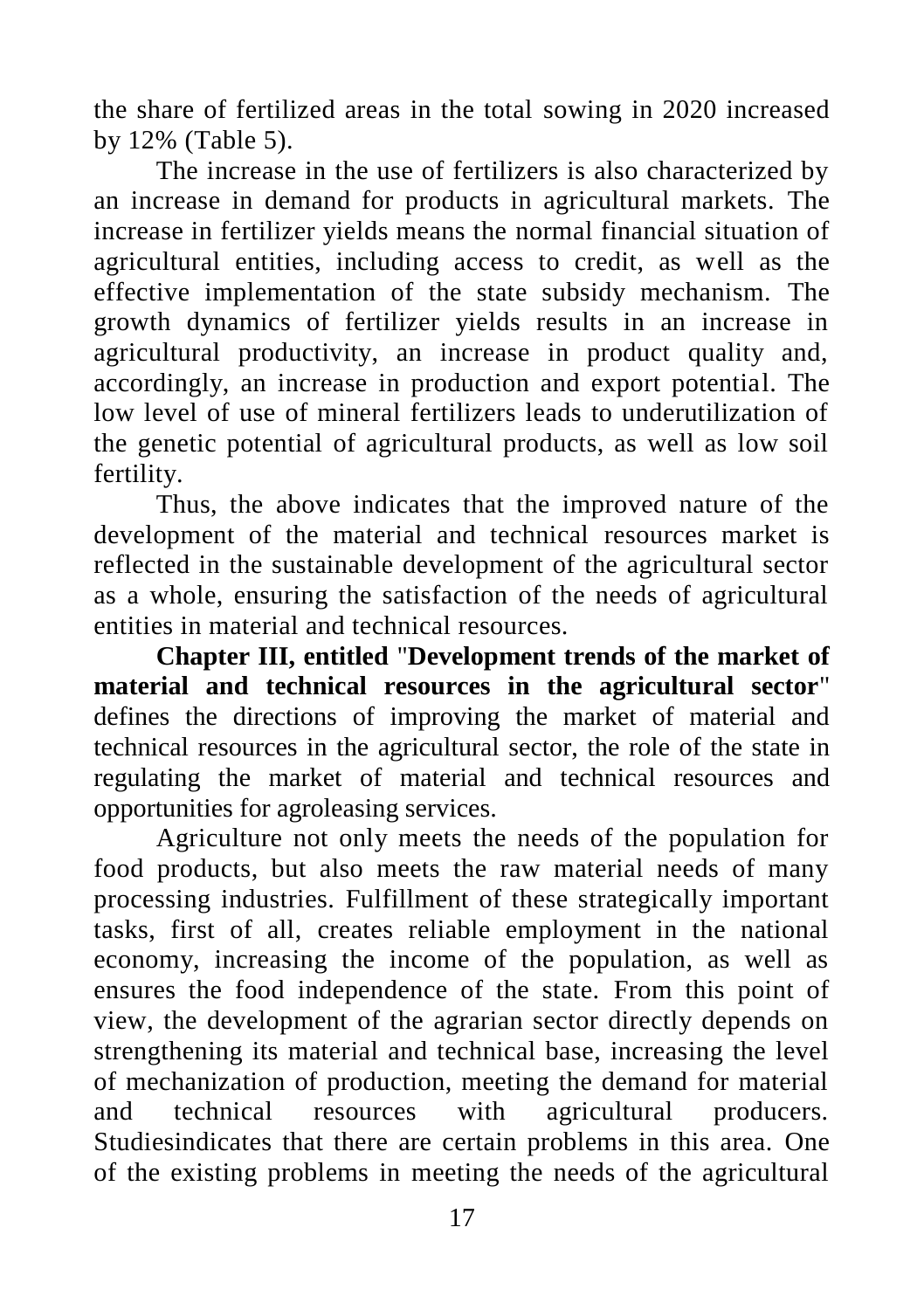the share of fertilized areas in the total sowing in 2020 increased by 12% (Table 5).

The increase in the use of fertilizers is also characterized by an increase in demand for products in agricultural markets. The increase in fertilizer yields means the normal financial situation of agricultural entities, including access to credit, as well as the effective implementation of the state subsidy mechanism. The growth dynamics of fertilizer yields results in an increase in agricultural productivity, an increase in product quality and, accordingly, an increase in production and export potential. The low level of use of mineral fertilizers leads to underutilization of the genetic potential of agricultural products, as well as low soil fertility.

Thus, the above indicates that the improved nature of the development of the material and technical resources market is reflected in the sustainable development of the agricultural sector as a whole, ensuring the satisfaction of the needs of agricultural entities in material and technical resources.

**Chapter III, entitled "Development trends of the market of material and technical resources in the agricultural sector"** defines the directions of improving the market of material and technical resources in the agricultural sector, the role of the state in regulating the market of material and technical resources and opportunities for agroleasing services.

Agriculture not only meets the needs of the population for food products, but also meets the raw material needs of many processing industries. Fulfillment of these strategically important tasks, first of all, creates reliable employment in the national economy, increasing the income of the population, as well as ensures the food independence of the state. From this point of view, the development of the agrarian sector directly depends on strengthening its material and technical base, increasing the level of mechanization of production, meeting the demand for material and technical resources with agricultural producers. Studiesindicates that there are certain problems in this area. One of the existing problems in meeting the needs of the agricultural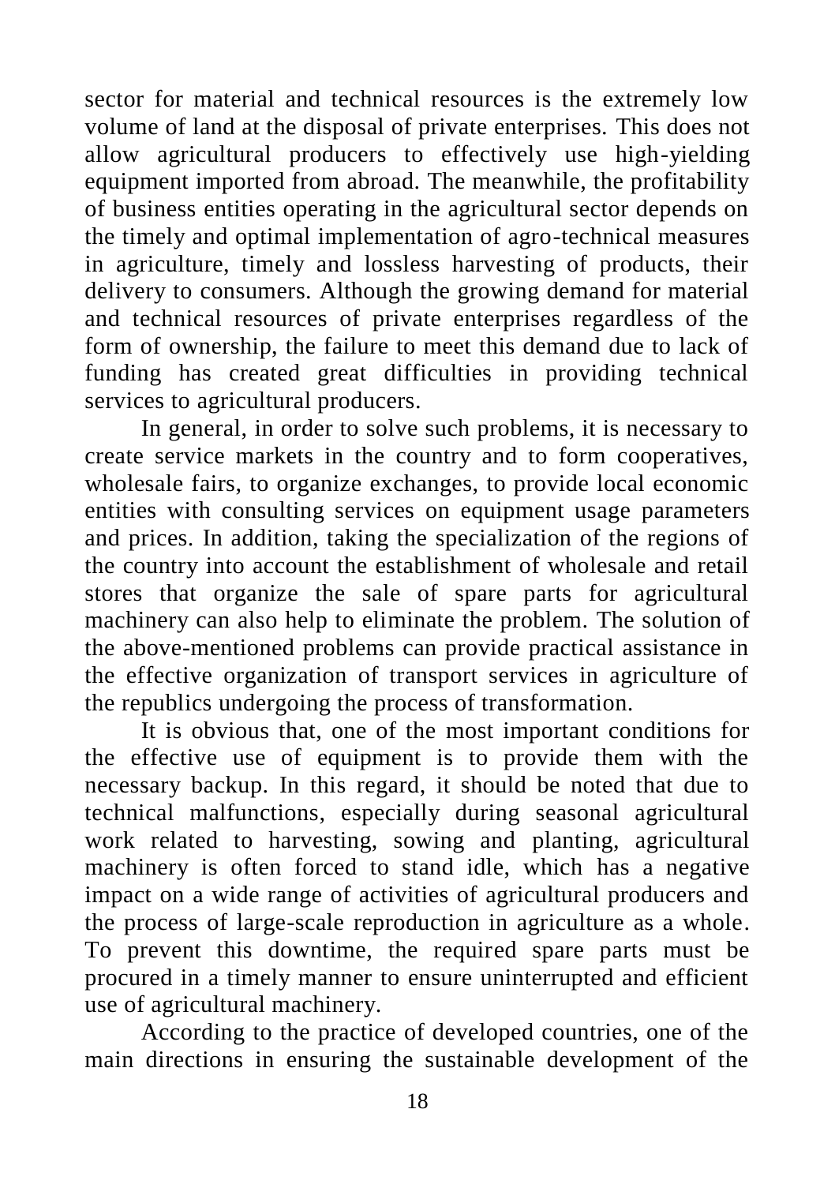sector for material and technical resources is the extremely low volume of land at the disposal of private enterprises. This does not allow agricultural producers to effectively use high-yielding equipment imported from abroad. The meanwhile, the profitability of business entities operating in the agricultural sector depends on the timely and optimal implementation of agro-technical measures in agriculture, timely and lossless harvesting of products, their delivery to consumers. Although the growing demand for material and technical resources of private enterprises regardless of the form of ownership, the failure to meet this demand due to lack of funding has created great difficulties in providing technical services to agricultural producers.

In general, in order to solve such problems, it is necessary to create service markets in the country and to form cooperatives, wholesale fairs, to organize exchanges, to provide local economic entities with consulting services on equipment usage parameters and prices. In addition, taking the specialization of the regions of the country into account the establishment of wholesale and retail stores that organize the sale of spare parts for agricultural machinery can also help to eliminate the problem. The solution of the above-mentioned problems can provide practical assistance in the effective organization of transport services in agriculture of the republics undergoing the process of transformation.

It is obvious that, one of the most important conditions for the effective use of equipment is to provide them with the necessary backup. In this regard, it should be noted that due to technical malfunctions, especially during seasonal agricultural work related to harvesting, sowing and planting, agricultural machinery is often forced to stand idle, which has a negative impact on a wide range of activities of agricultural producers and the process of large-scale reproduction in agriculture as a whole. To prevent this downtime, the required spare parts must be procured in a timely manner to ensure uninterrupted and efficient use of agricultural machinery.

According to the practice of developed countries, one of the main directions in ensuring the sustainable development of the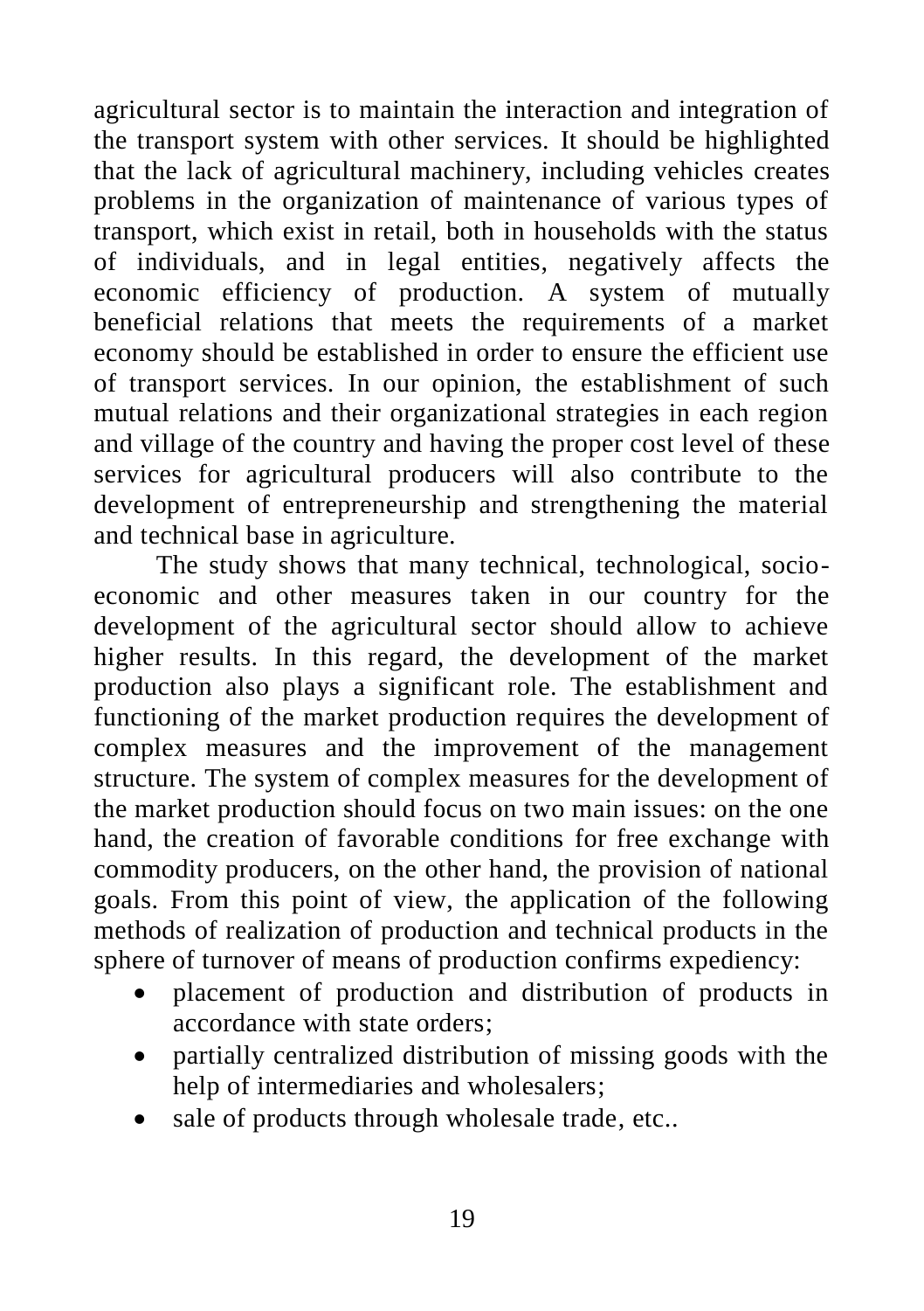agricultural sector is to maintain the interaction and integration of the transport system with other services. It should be highlighted that the lack of agricultural machinery, including vehicles creates problems in the organization of maintenance of various types of transport, which exist in retail, both in households with the status of individuals, and in legal entities, negatively affects the economic efficiency of production. A system of mutually beneficial relations that meets the requirements of a market economy should be established in order to ensure the efficient use of transport services. In our opinion, the establishment of such mutual relations and their organizational strategies in each region and village of the country and having the proper cost level of these services for agricultural producers will also contribute to the development of entrepreneurship and strengthening the material and technical base in agriculture.

The study shows that many technical, technological, socio-economic and other measures taken in our country for the development of the agricultural sector should allow to achieve higher results. In this regard, the development of the market production also plays a significant role. The establishment and functioning of the market production requires the development of complex measures and the improvement of the management structure. The system of complex measures for the development of the market production should focus on two main issues: on the one hand, the creation of favorable conditions for free exchange with commodity producers, on the other hand, the provision of national goals. From this point of view, the application of the following methods of realization of production and technical products in the sphere of turnover of means of production confirms expediency:

- placement of production and distribution of products in accordance with state orders;
- partially centralized distribution of missing goods with the help of intermediaries and wholesalers;
- sale of products through wholesale trade, etc..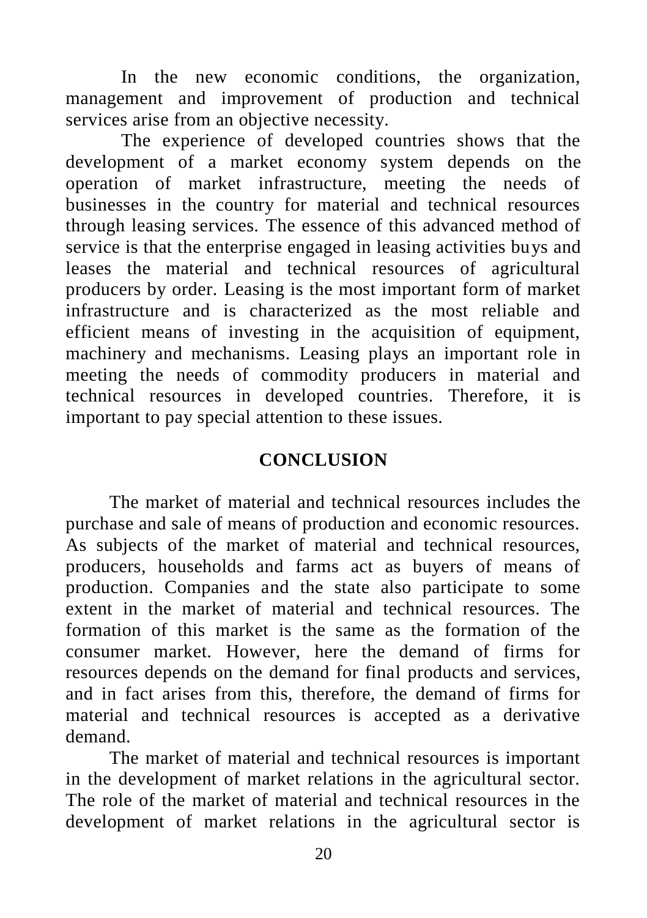In the new economic conditions, the organization, management and improvement of production and technical services arise from an objective necessity.

The experience of developed countries shows that the development of a market economy system depends on the operation of market infrastructure, meeting the needs of businesses in the country for material and technical resources through leasing services. The essence of this advanced method of service is that the enterprise engaged in leasing activities buys and leases the material and technical resources of agricultural producers by order. Leasing is the most important form of market infrastructure and is characterized as the most reliable and efficient means of investing in the acquisition of equipment, machinery and mechanisms. Leasing plays an important role in meeting the needs of commodity producers in material and technical resources in developed countries. Therefore, it is important to pay special attention to these issues.

## CONCLUSION

The market of material and technical resources includes the purchase and sale of means of production and economic resources. As subjects of the market of material and technical resources, producers, households and farms act as buyers of means of production. Companies and the state also participate to some extent in the market of material and technical resources. The formation of this market is the same as the formation of the consumer market. However, here the demand of firms for resources depends on the demand for final products and services, and in fact arises from this, therefore, the demand of firms for material and technical resources is accepted as a derivative demand.

The market of material and technical resources is important in the development of market relations in the agricultural sector. The role of the market of material and technical resources in the development of market relations in the agricultural sector is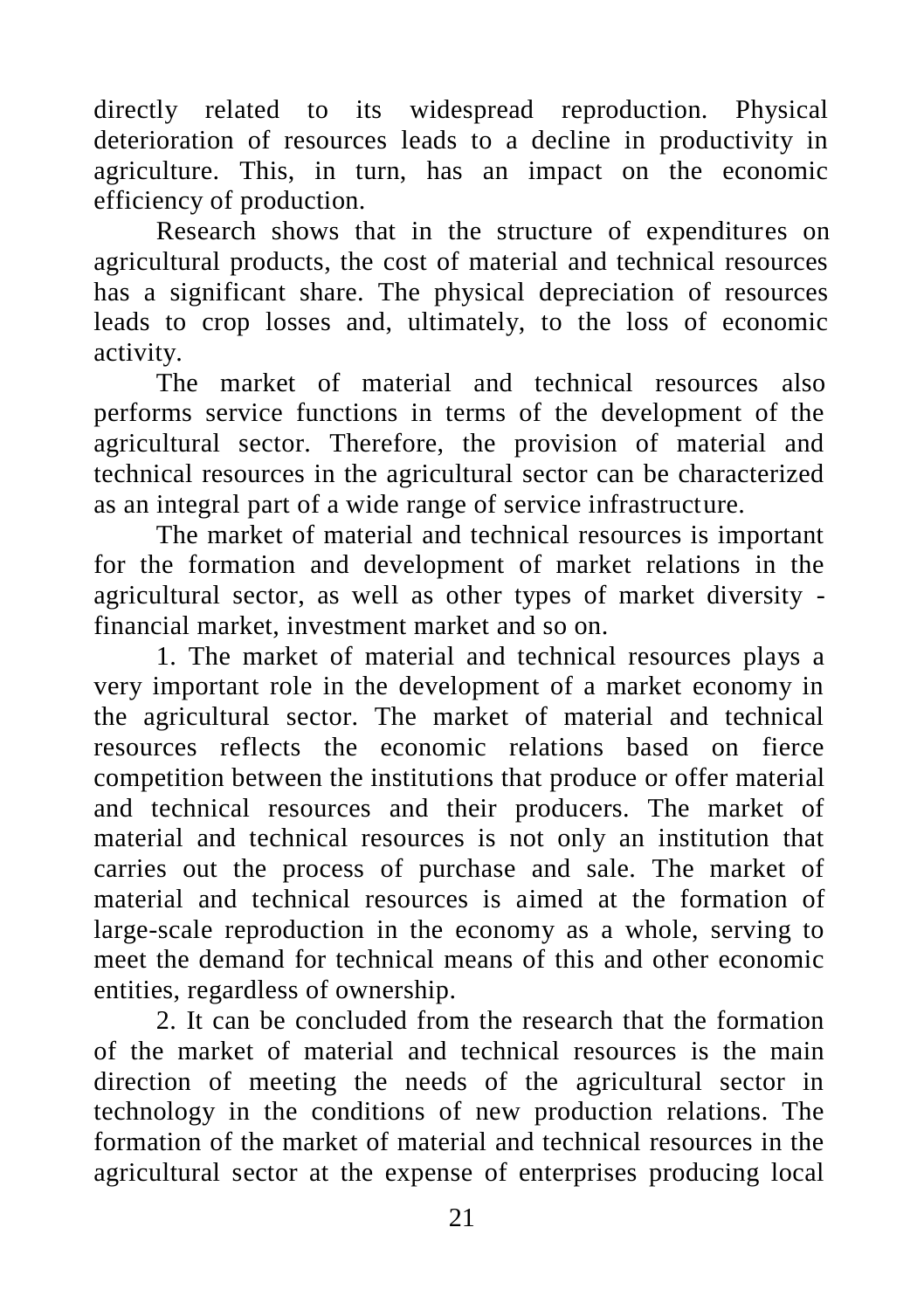directly related to its widespread reproduction. Physical deterioration of resources leads to a decline in productivity in agriculture. This, in turn, has an impact on the economic efficiency of production.

Research shows that in the structure of expenditures on agricultural products, the cost of material and technical resources has a significant share. The physical depreciation of resources leads to crop losses and, ultimately, to the loss of economic activity.

The market of material and technical resources also performs service functions in terms of the development of the agricultural sector. Therefore, the provision of material and technical resources in the agricultural sector can be characterized as an integral part of a wide range of service infrastructure.

The market of material and technical resources is important for the formation and development of market relations in the agricultural sector, as well as other types of market diversity - financial market, investment market and so on.

1. The market of material and technical resources plays a very important role in the development of a market economy in the agricultural sector. The market of material and technical resources reflects the economic relations based on fierce competition between the institutions that produce or offer material and technical resources and their producers. The market of material and technical resources is not only an institution that carries out the process of purchase and sale. The market of material and technical resources is aimed at the formation of large-scale reproduction in the economy as a whole, serving to meet the demand for technical means of this and other economic entities, regardless of ownership.

2. It can be concluded from the research that the formation of the market of material and technical resources is the main direction of meeting the needs of the agricultural sector in technology in the conditions of new production relations. The formation of the market of material and technical resources in the agricultural sector at the expense of enterprises producing local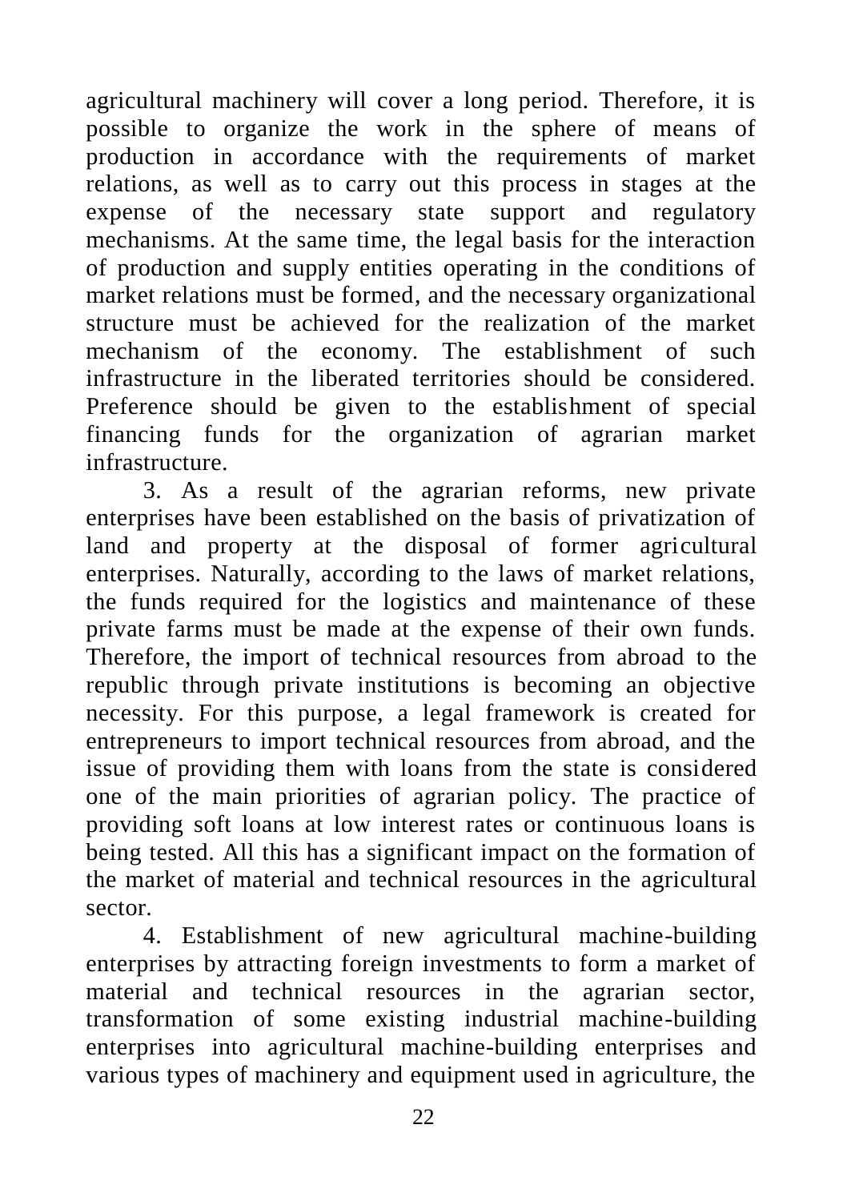agricultural machinery will cover a long period. Therefore, it is possible to organize the work in the sphere of means of production in accordance with the requirements of market relations, as well as to carry out this process in stages at the expense of the necessary state support and regulatory mechanisms. At the same time, the legal basis for the interaction of production and supply entities operating in the conditions of market relations must be formed, and the necessary organizational structure must be achieved for the realization of the market mechanism of the economy. The establishment of such infrastructure in the liberated territories should be considered. Preference should be given to the establishment of special financing funds for the organization of agrarian market infrastructure.

3. As a result of the agrarian reforms, new private enterprises have been established on the basis of privatization of land and property at the disposal of former agricultural enterprises. Naturally, according to the laws of market relations, the funds required for the logistics and maintenance of these private farms must be made at the expense of their own funds. Therefore, the import of technical resources from abroad to the republic through private institutions is becoming an objective necessity. For this purpose, a legal framework is created for entrepreneurs to import technical resources from abroad, and the issue of providing them with loans from the state is considered one of the main priorities of agrarian policy. The practice of providing soft loans at low interest rates or continuous loans is being tested. All this has a significant impact on the formation of the market of material and technical resources in the agricultural sector.

4. Establishment of new agricultural machine-building enterprises by attracting foreign investments to form a market of material and technical resources in the agrarian sector, transformation of some existing industrial machine-building enterprises into agricultural machine-building enterprises and various types of machinery and equipment used in agriculture, the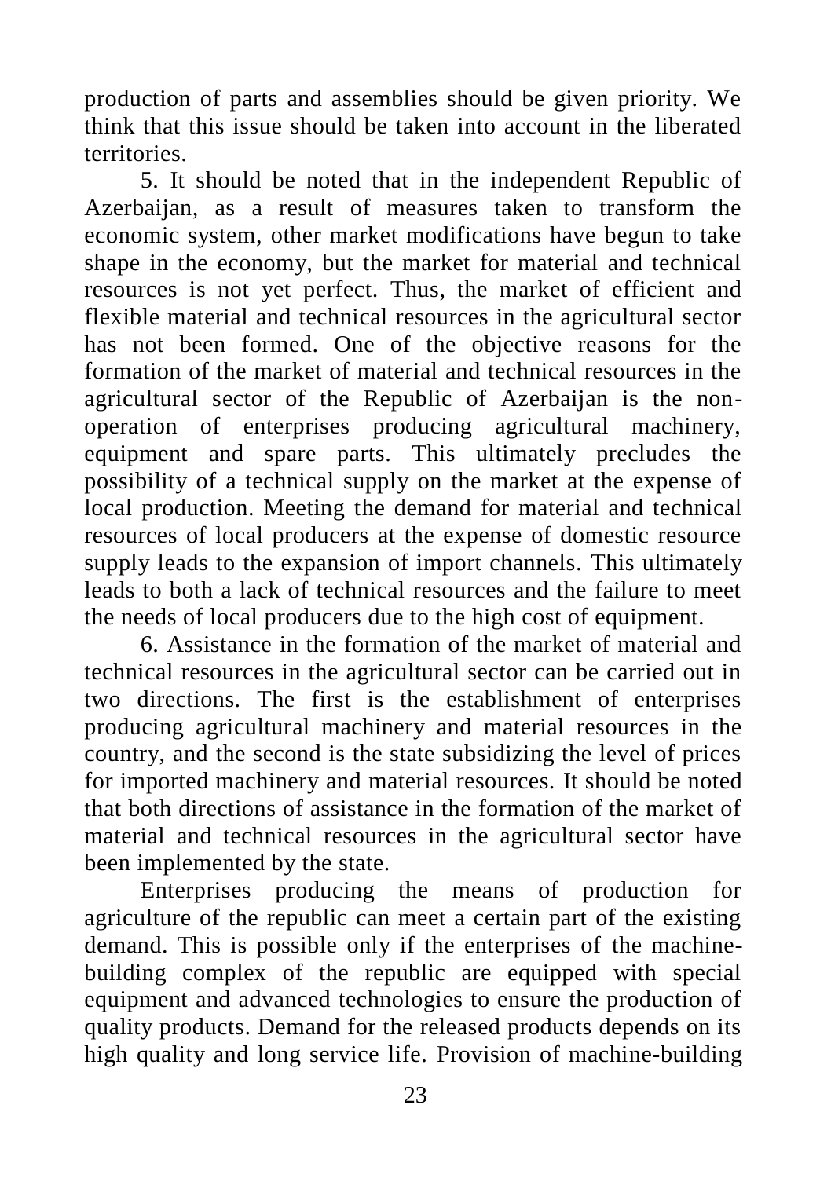production of parts and assemblies should be given priority. We think that this issue should be taken into account in the liberated territories.

5. It should be noted that in the independent Republic of Azerbaijan, as a result of measures taken to transform the economic system, other market modifications have begun to take shape in the economy, but the market for material and technical resources is not yet perfect. Thus, the market of efficient and flexible material and technical resources in the agricultural sector has not been formed. One of the objective reasons for the formation of the market of material and technical resources in the agricultural sector of the Republic of Azerbaijan is the non-operation of enterprises producing agricultural machinery, equipment and spare parts. This ultimately precludes the possibility of a technical supply on the market at the expense of local production. Meeting the demand for material and technical resources of local producers at the expense of domestic resource supply leads to the expansion of import channels. This ultimately leads to both a lack of technical resources and the failure to meet the needs of local producers due to the high cost of equipment.

6. Assistance in the formation of the market of material and technical resources in the agricultural sector can be carried out in two directions. The first is the establishment of enterprises producing agricultural machinery and material resources in the country, and the second is the state subsidizing the level of prices for imported machinery and material resources. It should be noted that both directions of assistance in the formation of the market of material and technical resources in the agricultural sector have been implemented by the state.

Enterprises producing the means of production for agriculture of the republic can meet a certain part of the existing demand. This is possible only if the enterprises of the machine-building complex of the republic are equipped with special equipment and advanced technologies to ensure the production of quality products. Demand for the released products depends on its high quality and long service life. Provision of machine-building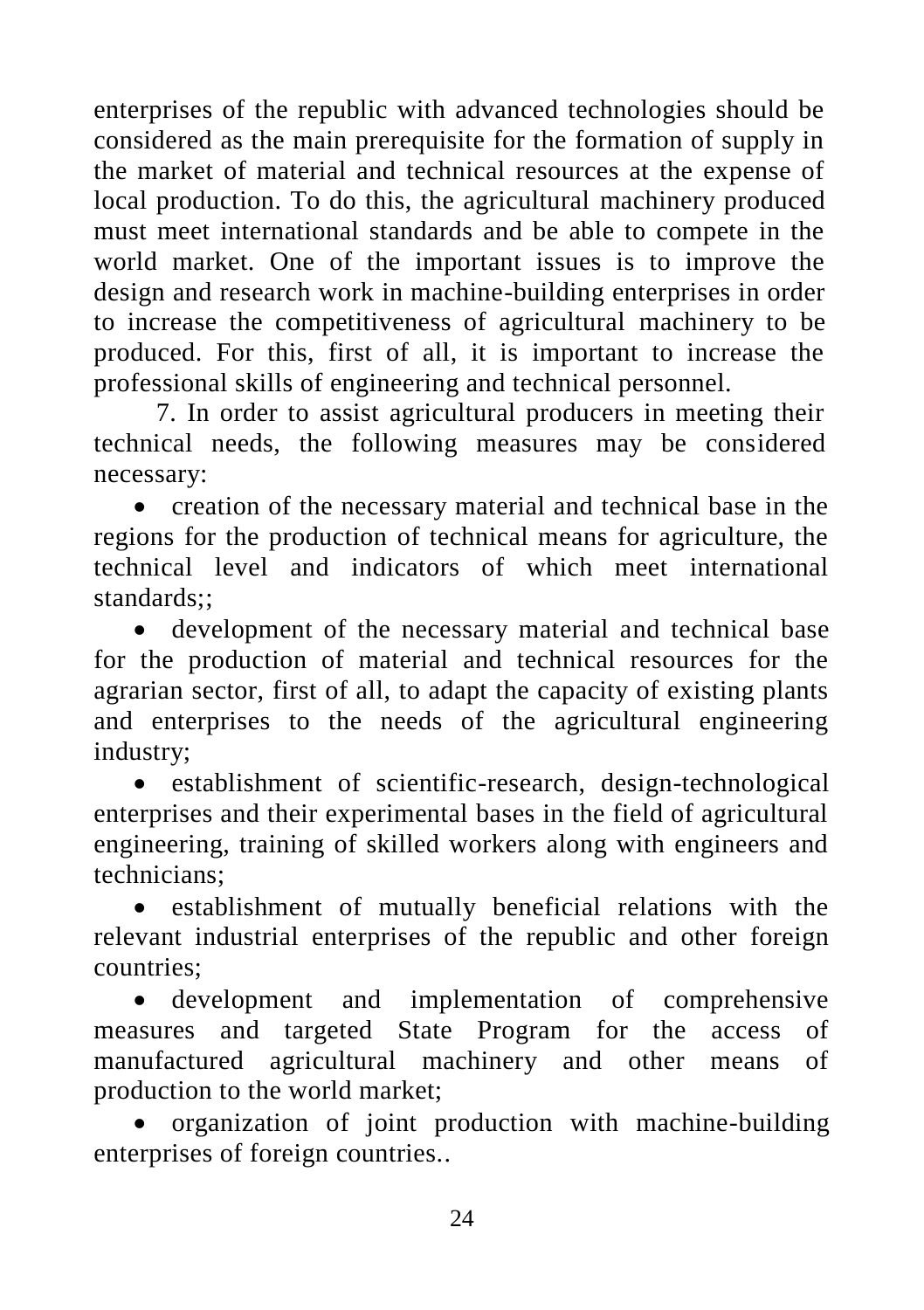enterprises of the republic with advanced technologies should be considered as the main prerequisite for the formation of supply in the market of material and technical resources at the expense of local production. To do this, the agricultural machinery produced must meet international standards and be able to compete in the world market. One of the important issues is to improve the design and research work in machine-building enterprises in order to increase the competitiveness of agricultural machinery to be produced. For this, first of all, it is important to increase the professional skills of engineering and technical personnel.

7. In order to assist agricultural producers in meeting their technical needs, the following measures may be considered necessary:

- creation of the necessary material and technical base in the regions for the production of technical means for agriculture, the technical level and indicators of which meet international standards;;
- development of the necessary material and technical base for the production of material and technical resources for the agrarian sector, first of all, to adapt the capacity of existing plants and enterprises to the needs of the agricultural engineering industry;
- establishment of scientific-research, design-technological enterprises and their experimental bases in the field of agricultural engineering, training of skilled workers along with engineers and technicians;
- establishment of mutually beneficial relations with the relevant industrial enterprises of the republic and other foreign countries;
- development and implementation of comprehensive measures and targeted State Program for the access of manufactured agricultural machinery and other means of production to the world market;
- organization of joint production with machine-building enterprises of foreign countries..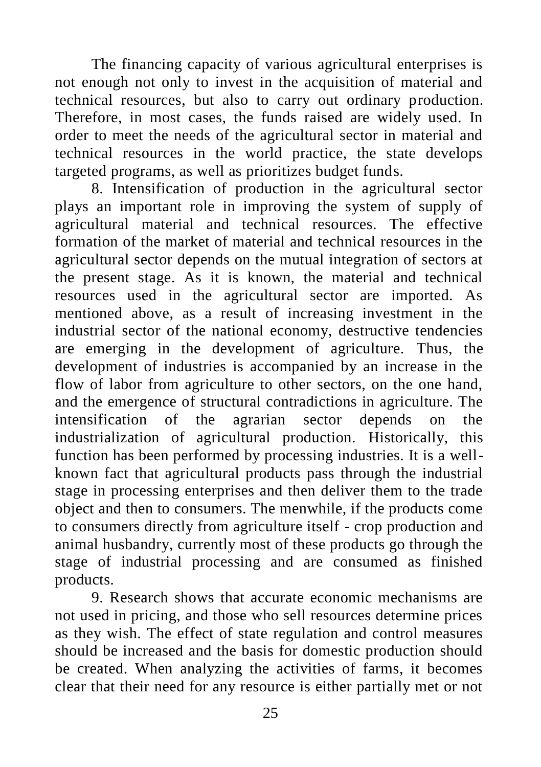The financing capacity of various agricultural enterprises is not enough not only to invest in the acquisition of material and technical resources, but also to carry out ordinary production. Therefore, in most cases, the funds raised are widely used. In order to meet the needs of the agricultural sector in material and technical resources in the world practice, the state develops targeted programs, as well as prioritizes budget funds.

8. Intensification of production in the agricultural sector plays an important role in improving the system of supply of agricultural material and technical resources. The effective formation of the market of material and technical resources in the agricultural sector depends on the mutual integration of sectors at the present stage. As it is known, the material and technical resources used in the agricultural sector are imported. As mentioned above, as a result of increasing investment in the industrial sector of the national economy, destructive tendencies are emerging in the development of agriculture. Thus, the development of industries is accompanied by an increase in the flow of labor from agriculture to other sectors, on the one hand, and the emergence of structural contradictions in agriculture. The intensification of the agrarian sector depends on the industrialization of agricultural production. Historically, this function has been performed by processing industries. It is a well-known fact that agricultural products pass through the industrial stage in processing enterprises and then deliver them to the trade object and then to consumers. The menwhile, if the products come to consumers directly from agriculture itself - crop production and animal husbandry, currently most of these products go through the stage of industrial processing and are consumed as finished products.

9. Research shows that accurate economic mechanisms are not used in pricing, and those who sell resources determine prices as they wish. The effect of state regulation and control measures should be increased and the basis for domestic production should be created. When analyzing the activities of farms, it becomes clear that their need for any resource is either partially met or not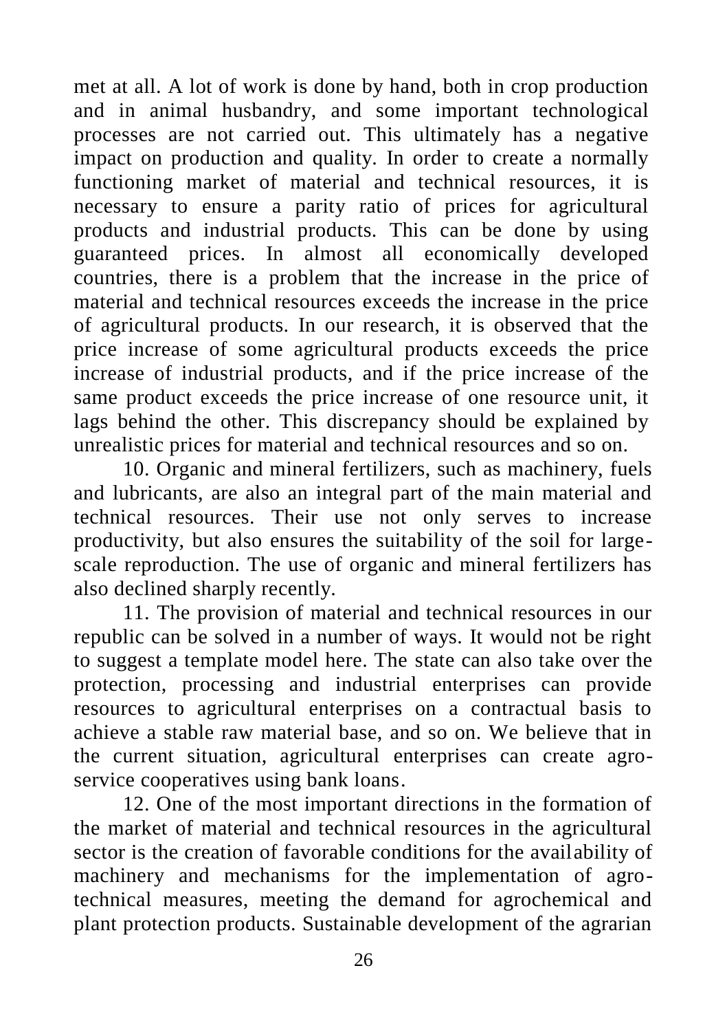met at all. A lot of work is done by hand, both in crop production and in animal husbandry, and some important technological processes are not carried out. This ultimately has a negative impact on production and quality. In order to create a normally functioning market of material and technical resources, it is necessary to ensure a parity ratio of prices for agricultural products and industrial products. This can be done by using guaranteed prices. In almost all economically developed countries, there is a problem that the increase in the price of material and technical resources exceeds the increase in the price of agricultural products. In our research, it is observed that the price increase of some agricultural products exceeds the price increase of industrial products, and if the price increase of the same product exceeds the price increase of one resource unit, it lags behind the other. This discrepancy should be explained by unrealistic prices for material and technical resources and so on.

10. Organic and mineral fertilizers, such as machinery, fuels and lubricants, are also an integral part of the main material and technical resources. Their use not only serves to increase productivity, but also ensures the suitability of the soil for large-scale reproduction. The use of organic and mineral fertilizers has also declined sharply recently.

11. The provision of material and technical resources in our republic can be solved in a number of ways. It would not be right to suggest a template model here. The state can also take over the protection, processing and industrial enterprises can provide resources to agricultural enterprises on a contractual basis to achieve a stable raw material base, and so on. We believe that in the current situation, agricultural enterprises can create agro-service cooperatives using bank loans.

12. One of the most important directions in the formation of the market of material and technical resources in the agricultural sector is the creation of favorable conditions for the availability of machinery and mechanisms for the implementation of agro-technical measures, meeting the demand for agrochemical and plant protection products. Sustainable development of the agrarian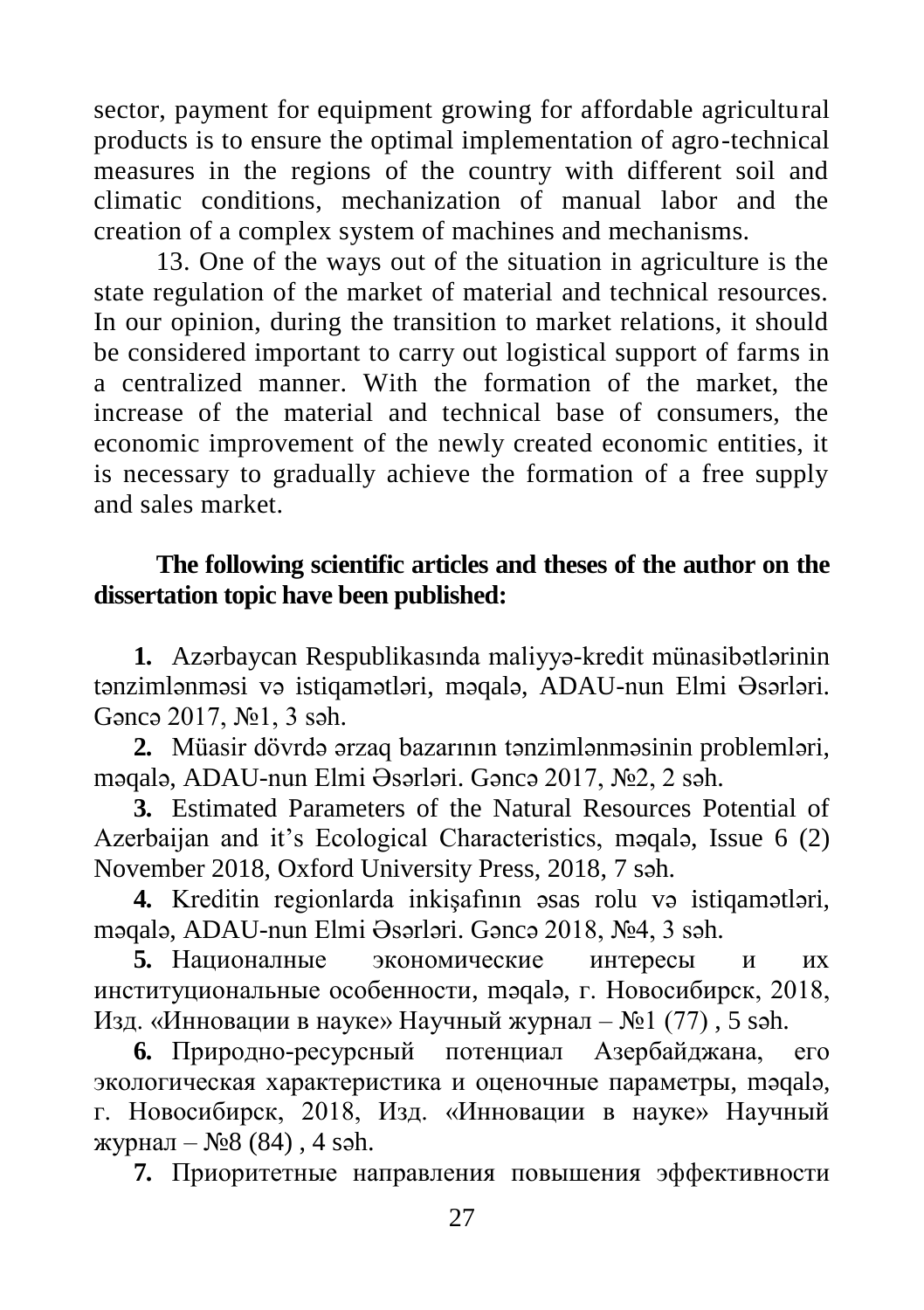sector, payment for equipment growing for affordable agricultural products is to ensure the optimal implementation of agro-technical measures in the regions of the country with different soil and climatic conditions, mechanization of manual labor and the creation of a complex system of machines and mechanisms.

13. One of the ways out of the situation in agriculture is the state regulation of the market of material and technical resources. In our opinion, during the transition to market relations, it should be considered important to carry out logistical support of farms in a centralized manner. With the formation of the market, the increase of the material and technical base of consumers, the economic improvement of the newly created economic entities, it is necessary to gradually achieve the formation of a free supply and sales market.

**The following scientific articles and theses of the author on the dissertation topic have been published:**

**1.** Azərbaycan Respublikasında maliyyə-kredit münasibətlərinin tənzimlənməsi və istiqamətləri, məqalə, ADAU-nun Elmi Əsərləri. Gəncə 2017, №1, 3 səh.

**2.** Müasir dövrdə ərzaq bazarının tənzimlənməsinin problemləri, məqalə, ADAU-nun Elmi Əsərləri. Gəncə 2017, №2, 2 səh.

**3.** Estimated Parameters of the Natural Resources Potential of Azerbaijan and it's Ecological Characteristics, məqalə, Issue 6 (2) November 2018, Oxford University Press, 2018, 7 səh.

**4.** Kreditin regionlarda inkişafının əsas rolu və istiqamətləri, məqalə, ADAU-nun Elmi Əsərləri. Gəncə 2018, №4, 3 səh.

**5.** Националные экономические интересы и их институциональные особенности, məqalə, г. Новосибирск, 2018, Изд. «Инновации в науке» Научный журнал – №1 (77) , 5 səh.

**6.** Природно-ресурсный потенциал Азербайджана, его экологическая характеристика и оценочные параметры, məqalə, г. Новосибирск, 2018, Изд. «Инновации в науке» Научный журнал – №8 (84) , 4 səh.

**7.** Приоритетные направления повышения эффективности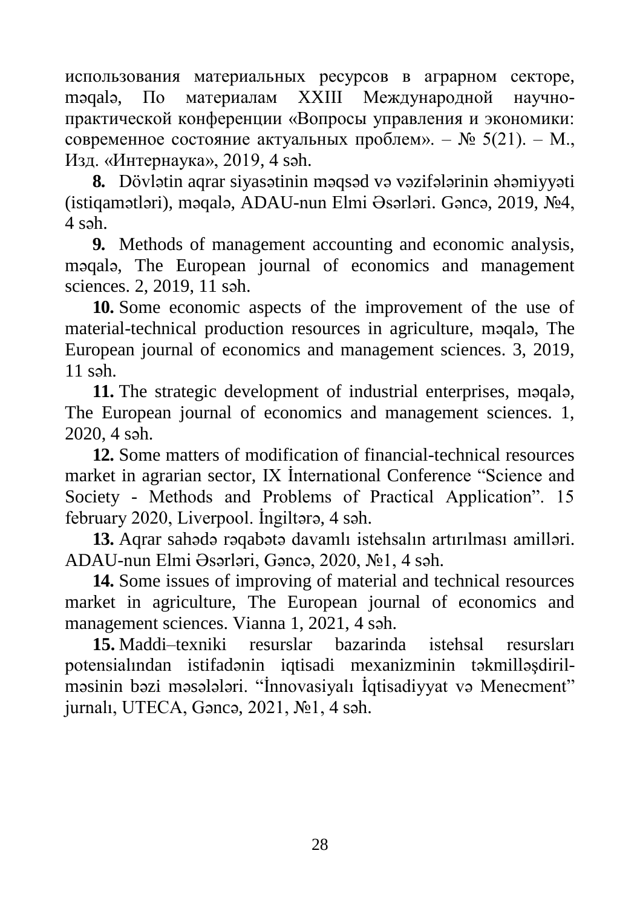использования материальных ресурсов в аграрном секторе, məqalə, По материалам XXIII Международной научно-практической конференции «Вопросы управления и экономики: современное состояние актуальных проблем». – № 5(21). – М., Изд. «Интернаука», 2019, 4 səh.

**8.** Dövlətin aqrar siyasətinin məqsəd və vəzifələrinin əhəmiyyəti (istiqamətləri), məqalə, ADAU-nun Elmi Əsərləri. Gəncə, 2019, №4, 4 səh.

**9.** Methods of management accounting and economic analysis, məqalə, The European journal of economics and management sciences. 2, 2019, 11 səh.

**10.** Some economic aspects of the improvement of the use of material-technical production resources in agriculture, məqalə, The European journal of economics and management sciences. 3, 2019, 11 səh.

**11.** The strategic development of industrial enterprises, məqalə, The European journal of economics and management sciences. 1, 2020, 4 səh.

**12.** Some matters of modification of financial-technical resources market in agrarian sector, IX İnternational Conference "Science and Society - Methods and Problems of Practical Application". 15 february 2020, Liverpool. İngiltərə, 4 səh.

**13.** Aqrar sahədə rəqabətə davamlı istehsalın artırılması amilləri. ADAU-nun Elmi Əsərləri, Gəncə, 2020, №1, 4 səh.

**14.** Some issues of improving of material and technical resources market in agriculture, The European journal of economics and management sciences. Vianna 1, 2021, 4 səh.

**15.** Maddi–texniki resurslar bazarinda istehsal resursları potensialından istifadənin iqtisadi mexanizminin təkmilləşdirilməsinin bəzi məsələləri. "İnnovasiyalı İqtisadiyyat və Menecment" jurnalı, UTECA, Gəncə, 2021, №1, 4 səh.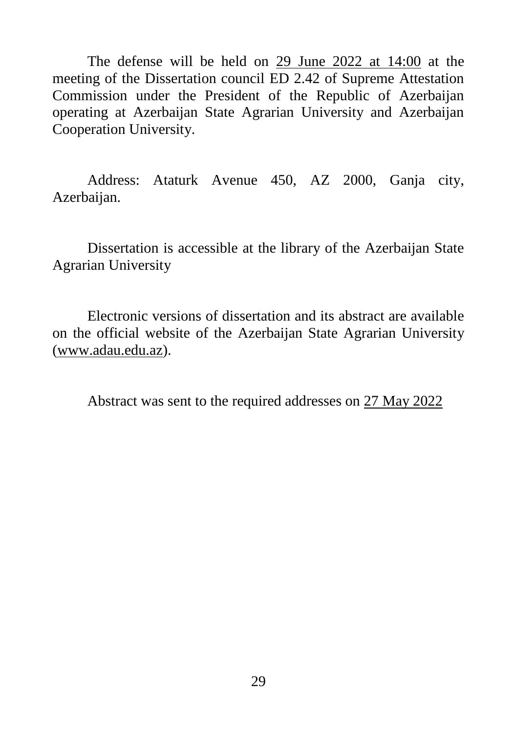The defense will be held on 29 June 2022 at 14:00 at the meeting of the Dissertation council ED 2.42 of Supreme Attestation Commission under the President of the Republic of Azerbaijan operating at Azerbaijan State Agrarian University and Azerbaijan Cooperation University.

Address: Ataturk Avenue 450, AZ 2000, Ganja city, Azerbaijan.

Dissertation is accessible at the library of the Azerbaijan State Agrarian University

Electronic versions of dissertation and its abstract are available on the official website of the Azerbaijan State Agrarian University (www.adau.edu.az).

Abstract was sent to the required addresses on 27 May 2022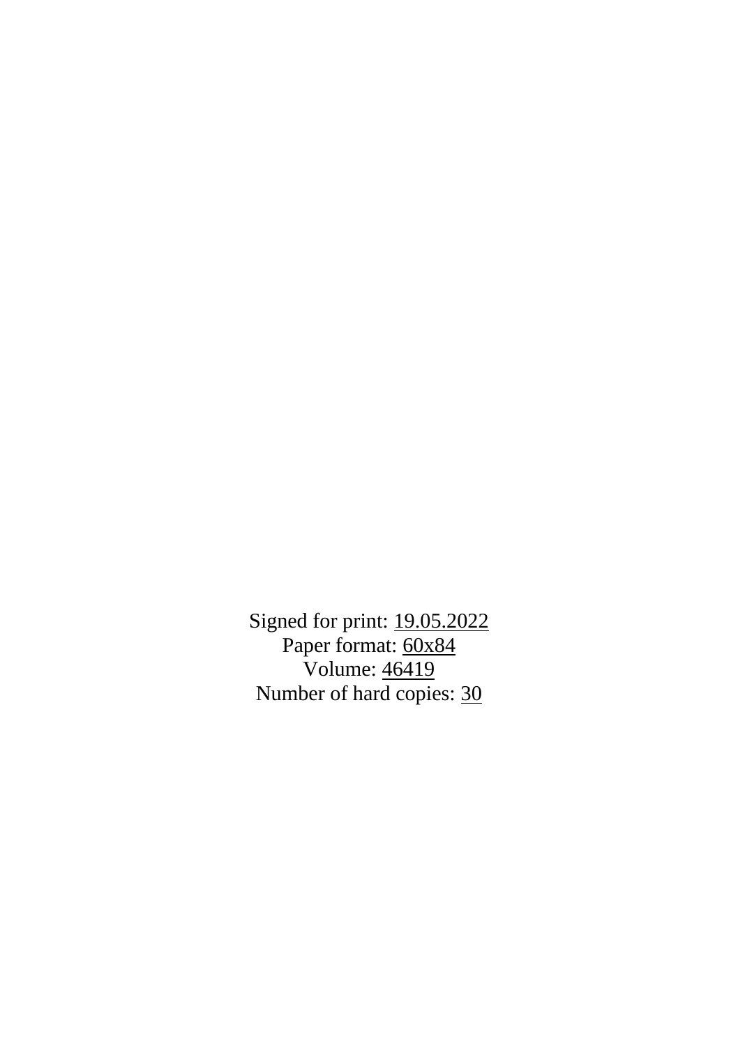Signed for print: 19.05.2022
Paper format: 60x84
Volume: 46419
Number of hard copies: 30